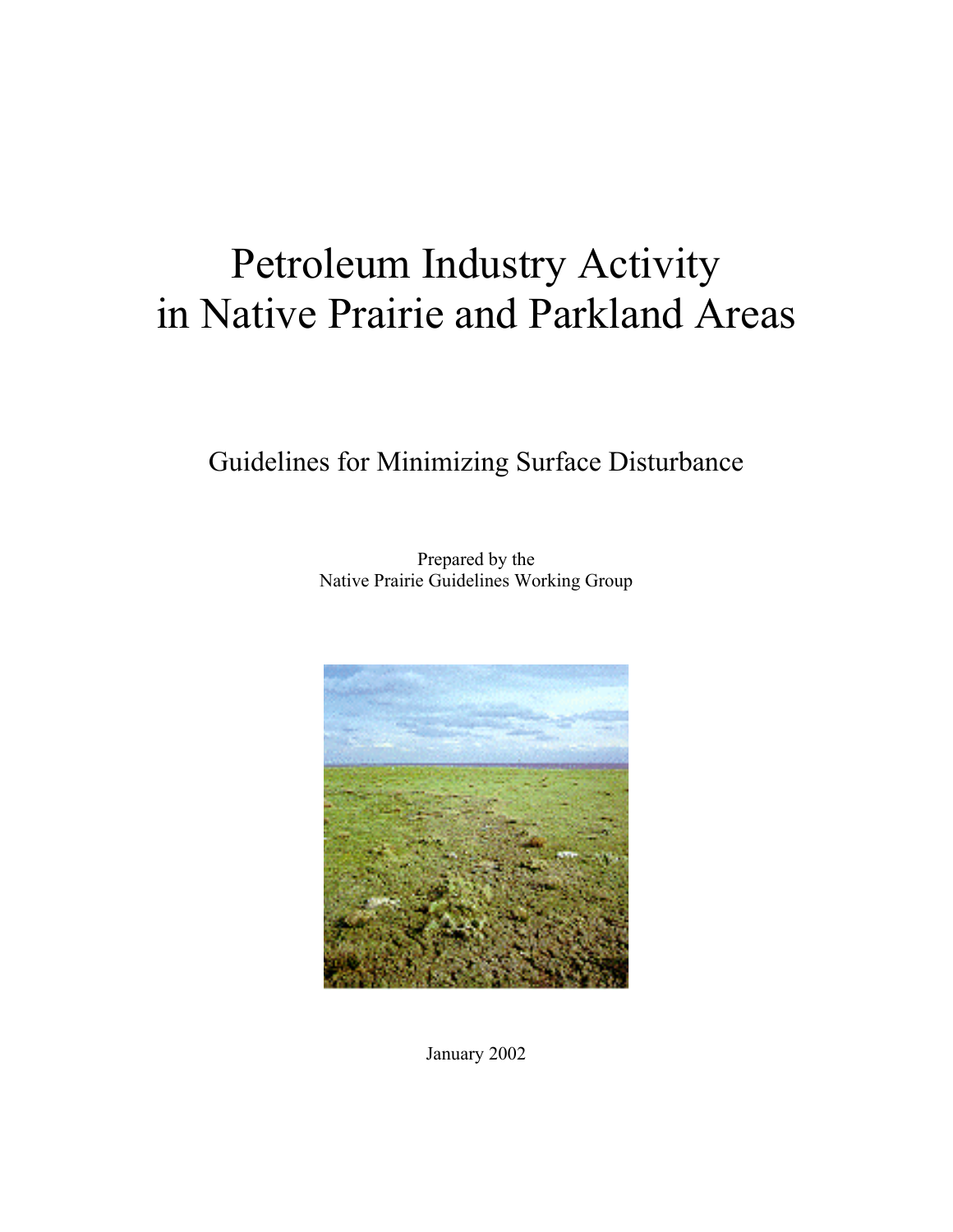# Petroleum Industry Activity in Native Prairie and Parkland Areas

## Guidelines for Minimizing Surface Disturbance

Prepared by the
Native Prairie Guidelines Working Group

January 2002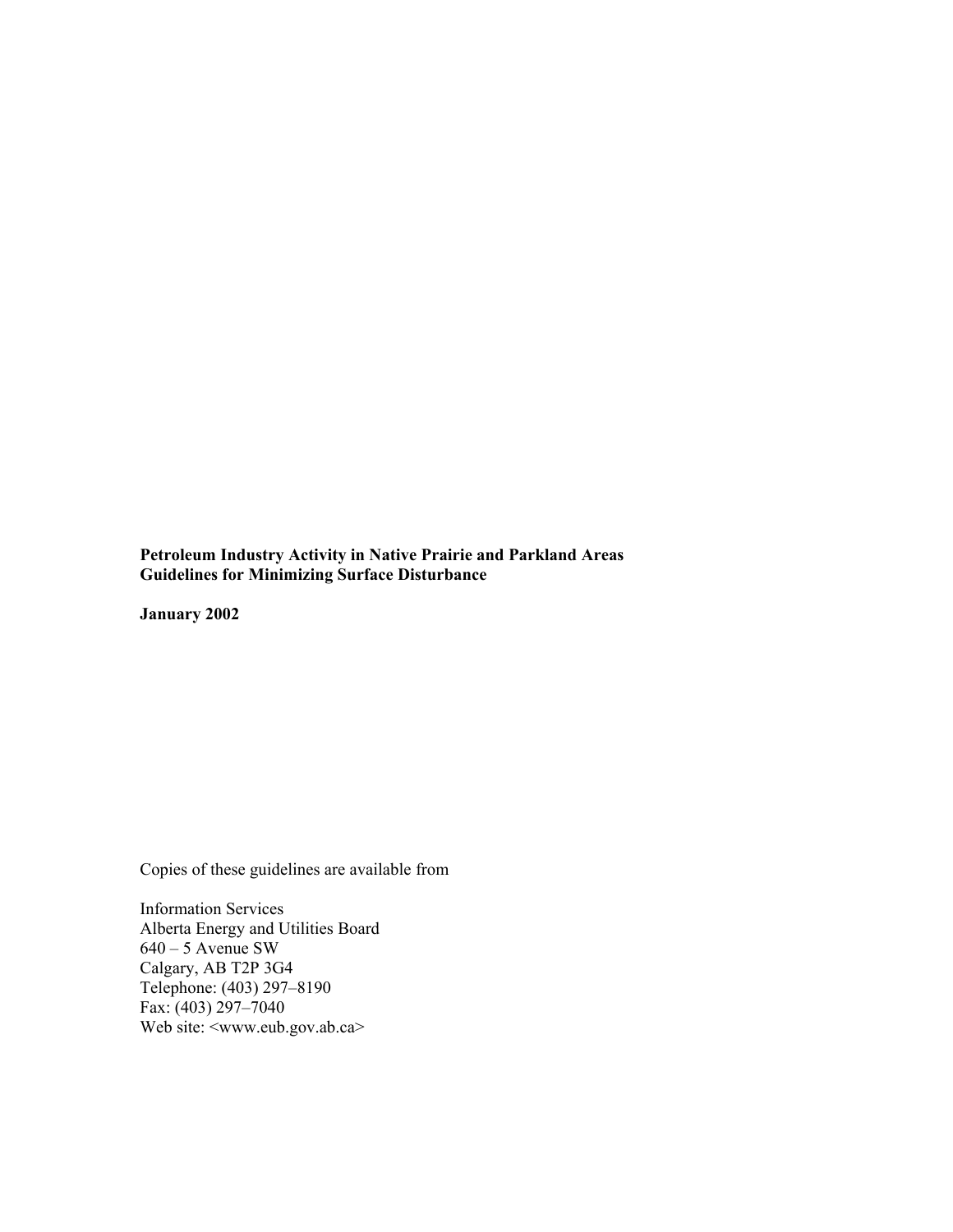**Petroleum Industry Activity in Native Prairie and Parkland Areas**
**Guidelines for Minimizing Surface Disturbance**

**January 2002**

Copies of these guidelines are available from

Information Services
Alberta Energy and Utilities Board
640 – 5 Avenue SW
Calgary, AB T2P 3G4
Telephone: (403) 297–8190
Fax: (403) 297–7040
Web site: <www.eub.gov.ab.ca>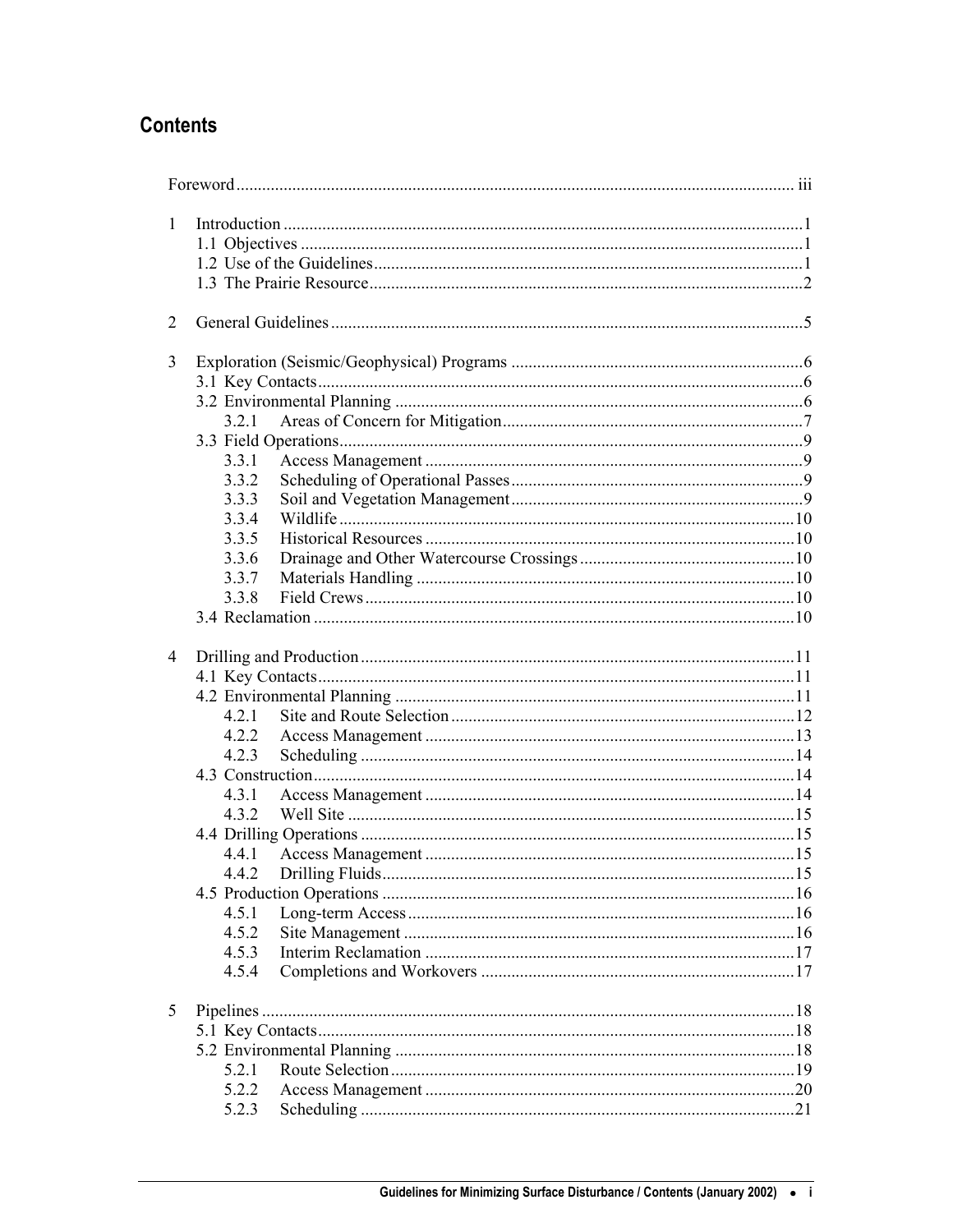# Contents

Foreword ........ iii

1 Introduction ........ 1
  1.1 Objectives ........ 1
  1.2 Use of the Guidelines ........ 1
  1.3 The Prairie Resource ........ 2

2 General Guidelines ........ 5

3 Exploration (Seismic/Geophysical) Programs ........ 6
  3.1 Key Contacts ........ 6
  3.2 Environmental Planning ........ 6
    3.2.1 Areas of Concern for Mitigation ........ 7
  3.3 Field Operations ........ 9
    3.3.1 Access Management ........ 9
    3.3.2 Scheduling of Operational Passes ........ 9
    3.3.3 Soil and Vegetation Management ........ 9
    3.3.4 Wildlife ........ 10
    3.3.5 Historical Resources ........ 10
    3.3.6 Drainage and Other Watercourse Crossings ........ 10
    3.3.7 Materials Handling ........ 10
    3.3.8 Field Crews ........ 10
  3.4 Reclamation ........ 10

4 Drilling and Production ........ 11
  4.1 Key Contacts ........ 11
  4.2 Environmental Planning ........ 11
    4.2.1 Site and Route Selection ........ 12
    4.2.2 Access Management ........ 13
    4.2.3 Scheduling ........ 14
  4.3 Construction ........ 14
    4.3.1 Access Management ........ 14
    4.3.2 Well Site ........ 15
  4.4 Drilling Operations ........ 15
    4.4.1 Access Management ........ 15
    4.4.2 Drilling Fluids ........ 15
  4.5 Production Operations ........ 16
    4.5.1 Long-term Access ........ 16
    4.5.2 Site Management ........ 16
    4.5.3 Interim Reclamation ........ 17
    4.5.4 Completions and Workovers ........ 17

5 Pipelines ........ 18
  5.1 Key Contacts ........ 18
  5.2 Environmental Planning ........ 18
    5.2.1 Route Selection ........ 19
    5.2.2 Access Management ........ 20
    5.2.3 Scheduling ........ 21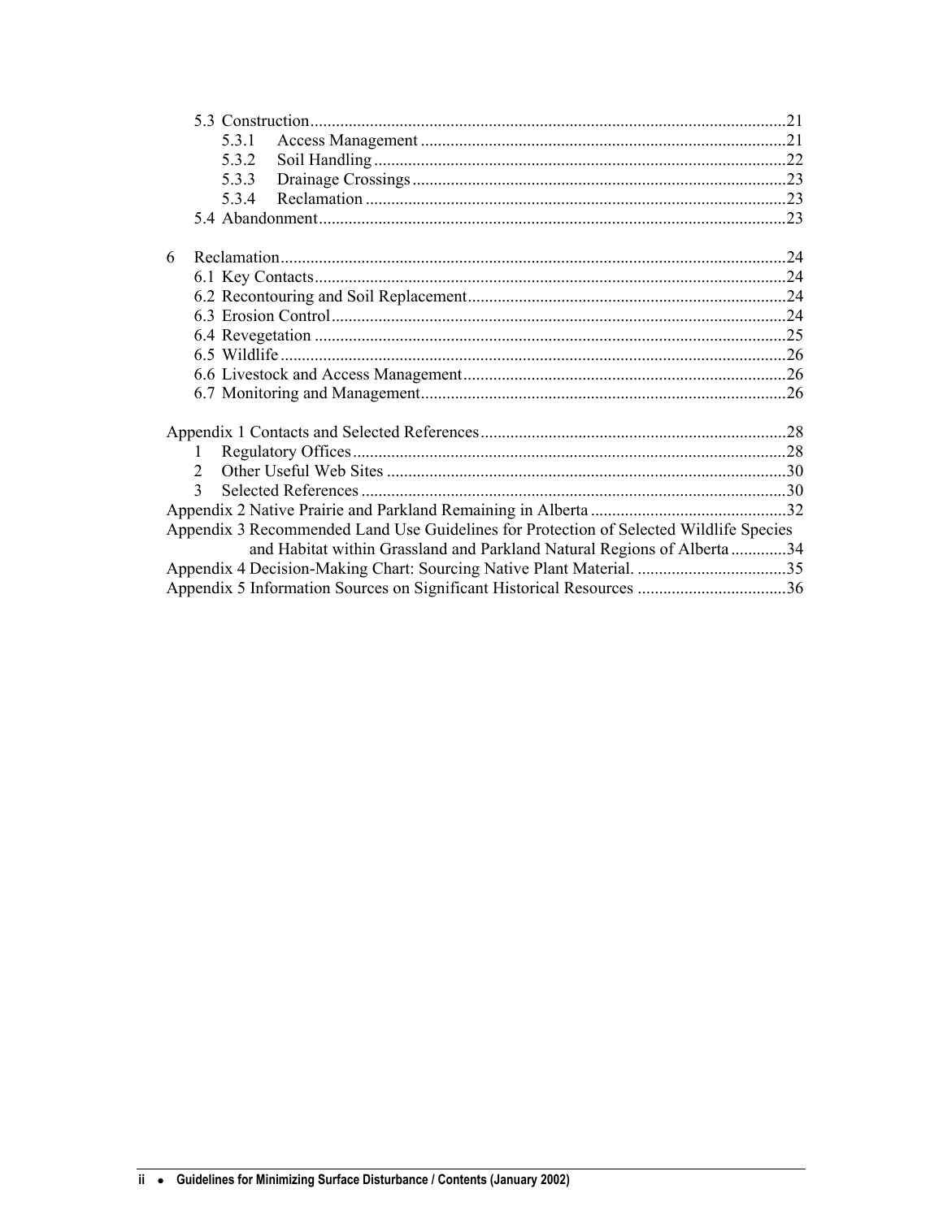5.3 Construction ........................................................................................................ 21

5.3.1 Access Management ..................................................................................... 21

5.3.2 Soil Handling ................................................................................................ 22

5.3.3 Drainage Crossings ....................................................................................... 23

5.3.4 Reclamation .................................................................................................. 23

5.4 Abandonment ........................................................................................................ 23

6 Reclamation ............................................................................................................... 24

6.1 Key Contacts ......................................................................................................... 24

6.2 Recontouring and Soil Replacement ..................................................................... 24

6.3 Erosion Control ..................................................................................................... 24

6.4 Revegetation ......................................................................................................... 25

6.5 Wildlife ................................................................................................................. 26

6.6 Livestock and Access Management ...................................................................... 26

6.7 Monitoring and Management ................................................................................ 26

Appendix 1 Contacts and Selected References ................................................................ 28

1 Regulatory Offices ................................................................................................ 28

2 Other Useful Web Sites ........................................................................................ 30

3 Selected References .............................................................................................. 30

Appendix 2 Native Prairie and Parkland Remaining in Alberta ....................................... 32

Appendix 3 Recommended Land Use Guidelines for Protection of Selected Wildlife Species and Habitat within Grassland and Parkland Natural Regions of Alberta ............. 34

Appendix 4 Decision-Making Chart: Sourcing Native Plant Material. ............................ 35

Appendix 5 Information Sources on Significant Historical Resources ............................ 36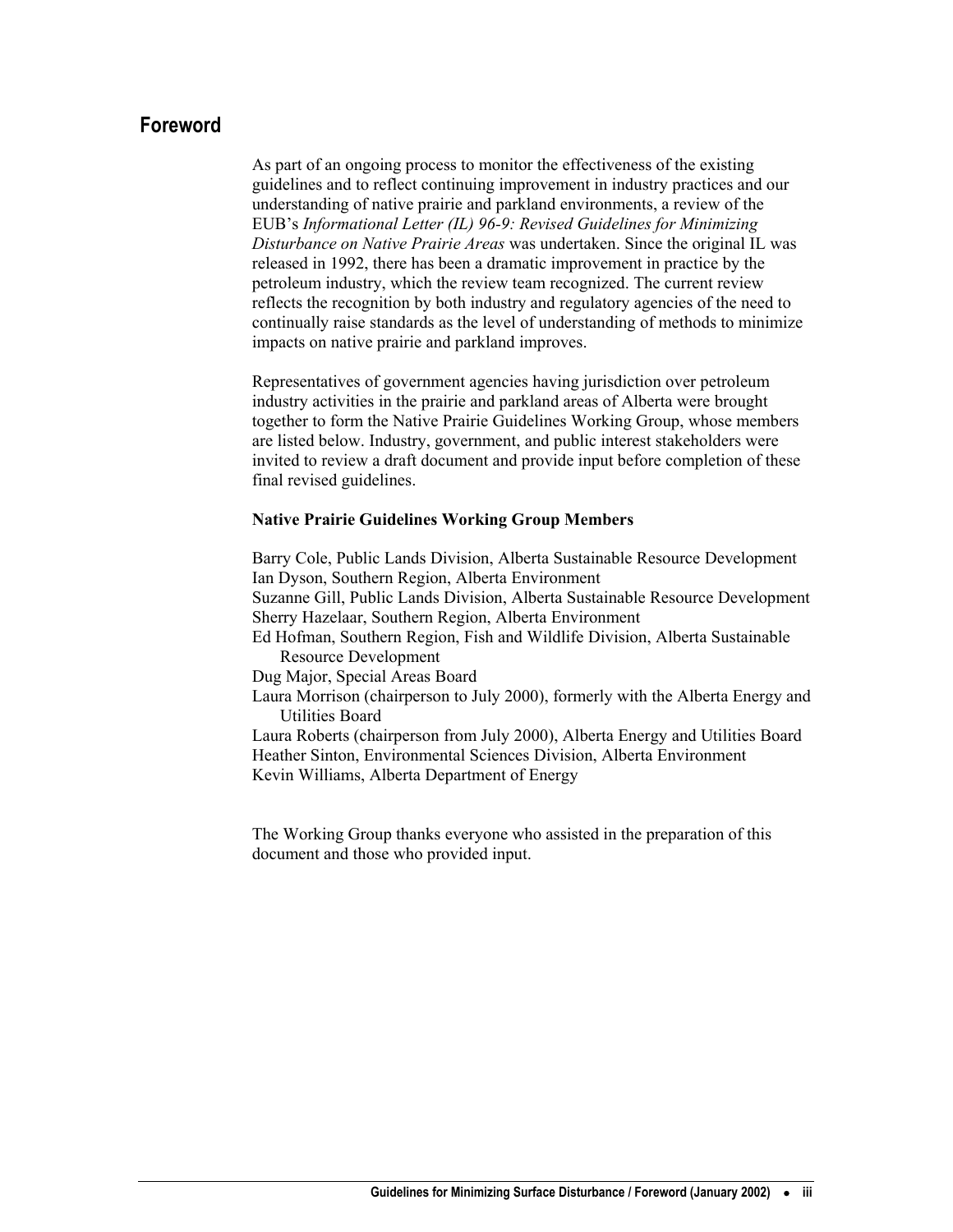## Foreword

As part of an ongoing process to monitor the effectiveness of the existing guidelines and to reflect continuing improvement in industry practices and our understanding of native prairie and parkland environments, a review of the EUB's *Informational Letter (IL) 96-9: Revised Guidelines for Minimizing Disturbance on Native Prairie Areas* was undertaken. Since the original IL was released in 1992, there has been a dramatic improvement in practice by the petroleum industry, which the review team recognized. The current review reflects the recognition by both industry and regulatory agencies of the need to continually raise standards as the level of understanding of methods to minimize impacts on native prairie and parkland improves.

Representatives of government agencies having jurisdiction over petroleum industry activities in the prairie and parkland areas of Alberta were brought together to form the Native Prairie Guidelines Working Group, whose members are listed below. Industry, government, and public interest stakeholders were invited to review a draft document and provide input before completion of these final revised guidelines.

**Native Prairie Guidelines Working Group Members**

Barry Cole, Public Lands Division, Alberta Sustainable Resource Development
Ian Dyson, Southern Region, Alberta Environment
Suzanne Gill, Public Lands Division, Alberta Sustainable Resource Development
Sherry Hazelaar, Southern Region, Alberta Environment
Ed Hofman, Southern Region, Fish and Wildlife Division, Alberta Sustainable Resource Development
Dug Major, Special Areas Board
Laura Morrison (chairperson to July 2000), formerly with the Alberta Energy and Utilities Board
Laura Roberts (chairperson from July 2000), Alberta Energy and Utilities Board
Heather Sinton, Environmental Sciences Division, Alberta Environment
Kevin Williams, Alberta Department of Energy

The Working Group thanks everyone who assisted in the preparation of this document and those who provided input.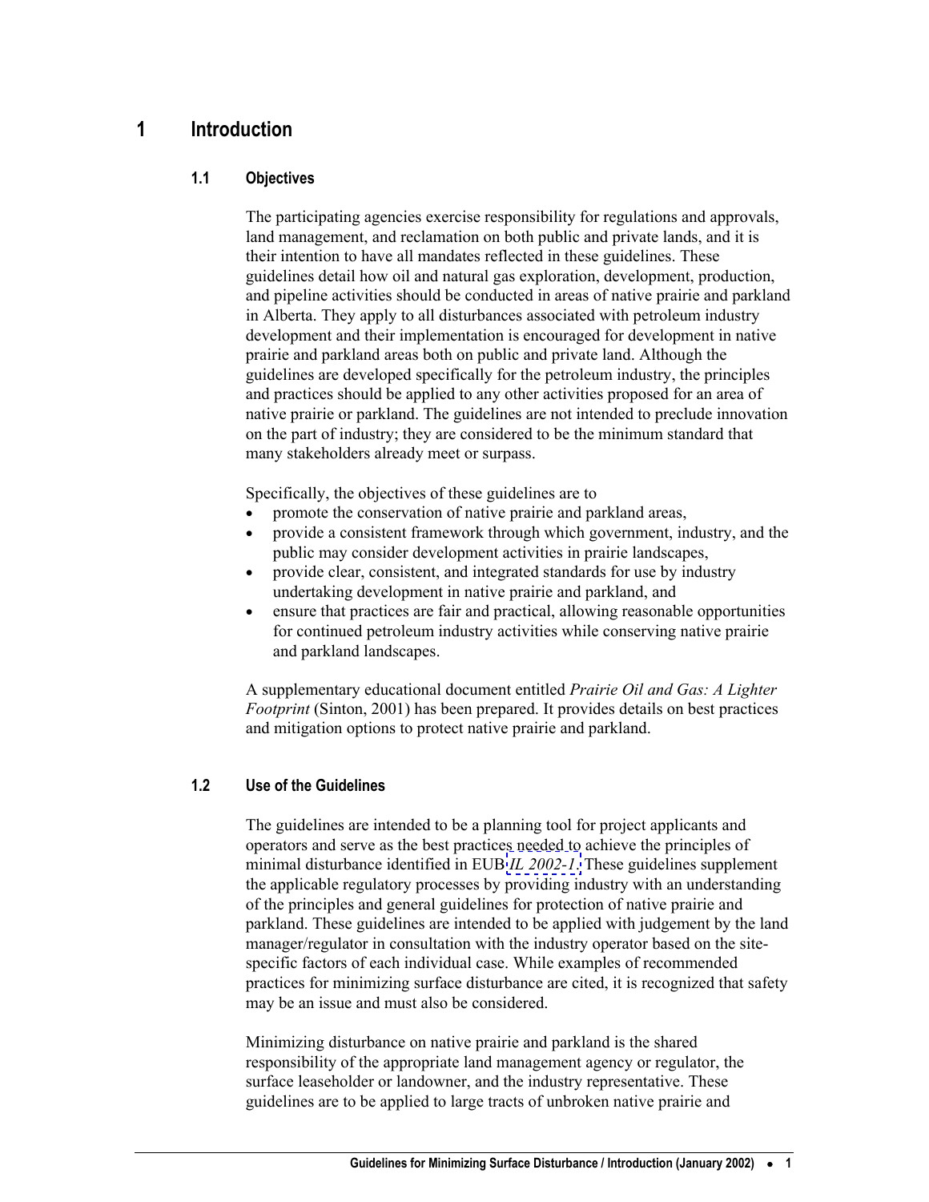# 1 Introduction

## 1.1 Objectives

The participating agencies exercise responsibility for regulations and approvals, land management, and reclamation on both public and private lands, and it is their intention to have all mandates reflected in these guidelines. These guidelines detail how oil and natural gas exploration, development, production, and pipeline activities should be conducted in areas of native prairie and parkland in Alberta. They apply to all disturbances associated with petroleum industry development and their implementation is encouraged for development in native prairie and parkland areas both on public and private land. Although the guidelines are developed specifically for the petroleum industry, the principles and practices should be applied to any other activities proposed for an area of native prairie or parkland. The guidelines are not intended to preclude innovation on the part of industry; they are considered to be the minimum standard that many stakeholders already meet or surpass.

Specifically, the objectives of these guidelines are to

- promote the conservation of native prairie and parkland areas,
- provide a consistent framework through which government, industry, and the public may consider development activities in prairie landscapes,
- provide clear, consistent, and integrated standards for use by industry undertaking development in native prairie and parkland, and
- ensure that practices are fair and practical, allowing reasonable opportunities for continued petroleum industry activities while conserving native prairie and parkland landscapes.

A supplementary educational document entitled *Prairie Oil and Gas: A Lighter Footprint* (Sinton, 2001) has been prepared. It provides details on best practices and mitigation options to protect native prairie and parkland.

## 1.2 Use of the Guidelines

The guidelines are intended to be a planning tool for project applicants and operators and serve as the best practices needed to achieve the principles of minimal disturbance identified in EUB *IL 2002-1*. These guidelines supplement the applicable regulatory processes by providing industry with an understanding of the principles and general guidelines for protection of native prairie and parkland. These guidelines are intended to be applied with judgement by the land manager/regulator in consultation with the industry operator based on the site-specific factors of each individual case. While examples of recommended practices for minimizing surface disturbance are cited, it is recognized that safety may be an issue and must also be considered.

Minimizing disturbance on native prairie and parkland is the shared responsibility of the appropriate land management agency or regulator, the surface leaseholder or landowner, and the industry representative. These guidelines are to be applied to large tracts of unbroken native prairie and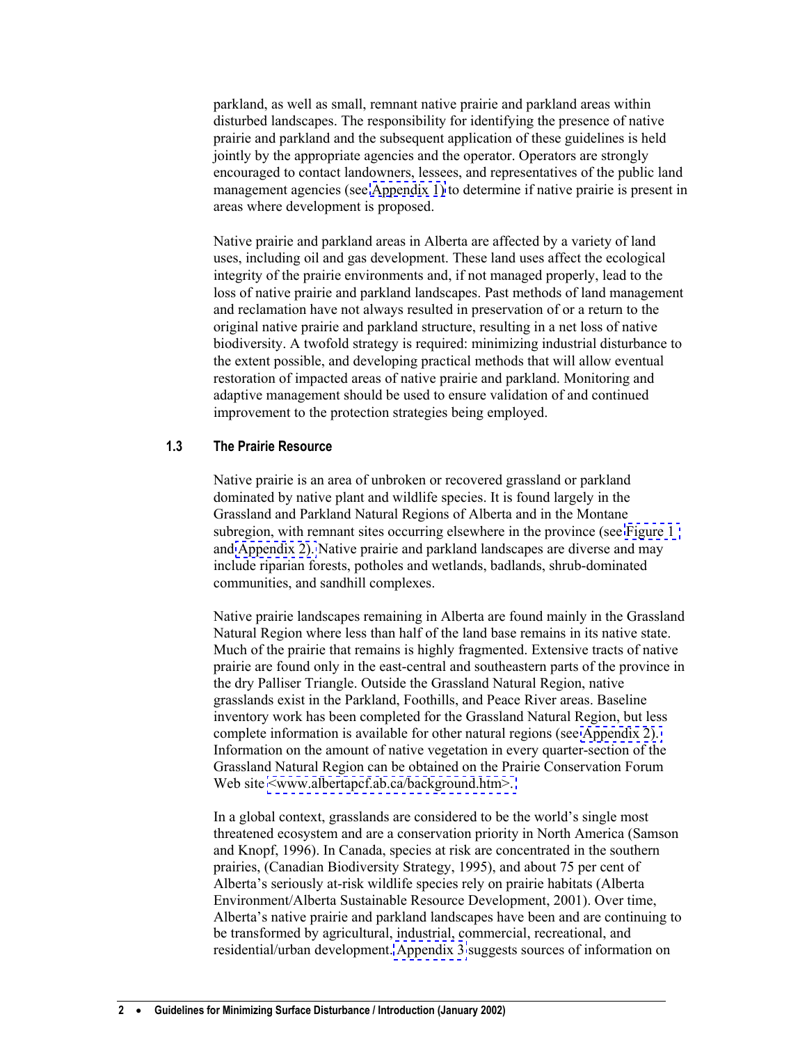parkland, as well as small, remnant native prairie and parkland areas within disturbed landscapes. The responsibility for identifying the presence of native prairie and parkland and the subsequent application of these guidelines is held jointly by the appropriate agencies and the operator. Operators are strongly encouraged to contact landowners, lessees, and representatives of the public land management agencies (see Appendix 1) to determine if native prairie is present in areas where development is proposed.

Native prairie and parkland areas in Alberta are affected by a variety of land uses, including oil and gas development. These land uses affect the ecological integrity of the prairie environments and, if not managed properly, lead to the loss of native prairie and parkland landscapes. Past methods of land management and reclamation have not always resulted in preservation of or a return to the original native prairie and parkland structure, resulting in a net loss of native biodiversity. A twofold strategy is required: minimizing industrial disturbance to the extent possible, and developing practical methods that will allow eventual restoration of impacted areas of native prairie and parkland. Monitoring and adaptive management should be used to ensure validation of and continued improvement to the protection strategies being employed.

### 1.3 The Prairie Resource

Native prairie is an area of unbroken or recovered grassland or parkland dominated by native plant and wildlife species. It is found largely in the Grassland and Parkland Natural Regions of Alberta and in the Montane subregion, with remnant sites occurring elsewhere in the province (see Figure 1 and Appendix 2). Native prairie and parkland landscapes are diverse and may include riparian forests, potholes and wetlands, badlands, shrub-dominated communities, and sandhill complexes.

Native prairie landscapes remaining in Alberta are found mainly in the Grassland Natural Region where less than half of the land base remains in its native state. Much of the prairie that remains is highly fragmented. Extensive tracts of native prairie are found only in the east-central and southeastern parts of the province in the dry Palliser Triangle. Outside the Grassland Natural Region, native grasslands exist in the Parkland, Foothills, and Peace River areas. Baseline inventory work has been completed for the Grassland Natural Region, but less complete information is available for other natural regions (see Appendix 2). Information on the amount of native vegetation in every quarter-section of the Grassland Natural Region can be obtained on the Prairie Conservation Forum Web site <www.albertapcf.ab.ca/background.htm>.

In a global context, grasslands are considered to be the world's single most threatened ecosystem and are a conservation priority in North America (Samson and Knopf, 1996). In Canada, species at risk are concentrated in the southern prairies, (Canadian Biodiversity Strategy, 1995), and about 75 per cent of Alberta's seriously at-risk wildlife species rely on prairie habitats (Alberta Environment/Alberta Sustainable Resource Development, 2001). Over time, Alberta's native prairie and parkland landscapes have been and are continuing to be transformed by agricultural, industrial, commercial, recreational, and residential/urban development. Appendix 3 suggests sources of information on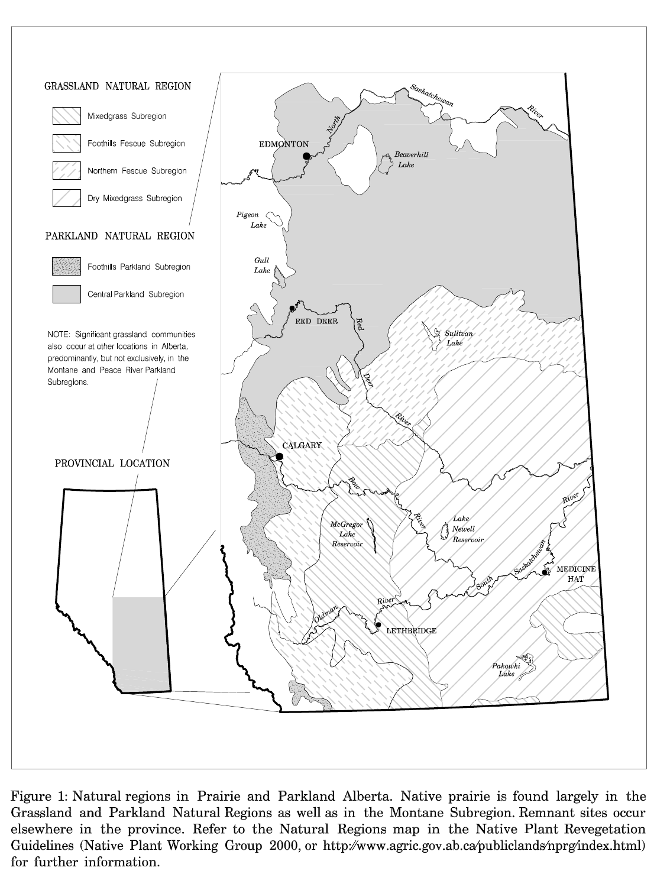Figure 1: Natural regions in Prairie and Parkland Alberta. Native prairie is found largely in the Grassland and Parkland Natural Regions as well as in the Montane Subregion. Remnant sites occur elsewhere in the province. Refer to the Natural Regions map in the Native Plant Revegetation Guidelines (Native Plant Working Group 2000, or http://www.agric.gov.ab.ca/publiclands/nprg/index.html) for further information.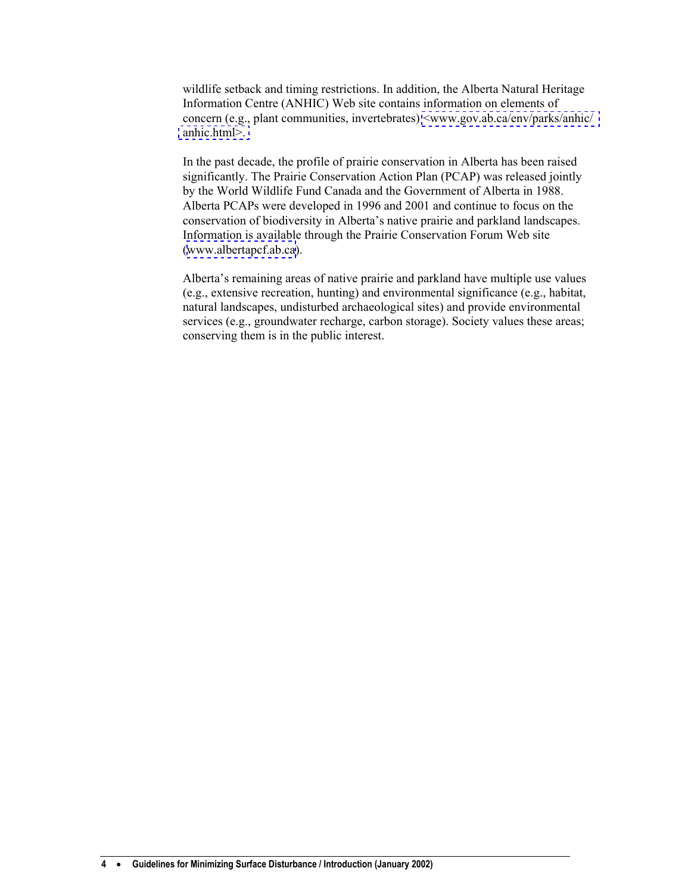wildlife setback and timing restrictions. In addition, the Alberta Natural Heritage Information Centre (ANHIC) Web site contains information on elements of concern (e.g., plant communities, invertebrates) <www.gov.ab.ca/env/parks/anhic/anhic.html>.

In the past decade, the profile of prairie conservation in Alberta has been raised significantly. The Prairie Conservation Action Plan (PCAP) was released jointly by the World Wildlife Fund Canada and the Government of Alberta in 1988. Alberta PCAPs were developed in 1996 and 2001 and continue to focus on the conservation of biodiversity in Alberta's native prairie and parkland landscapes. Information is available through the Prairie Conservation Forum Web site (www.albertapcf.ab.ca).

Alberta's remaining areas of native prairie and parkland have multiple use values (e.g., extensive recreation, hunting) and environmental significance (e.g., habitat, natural landscapes, undisturbed archaeological sites) and provide environmental services (e.g., groundwater recharge, carbon storage). Society values these areas; conserving them is in the public interest.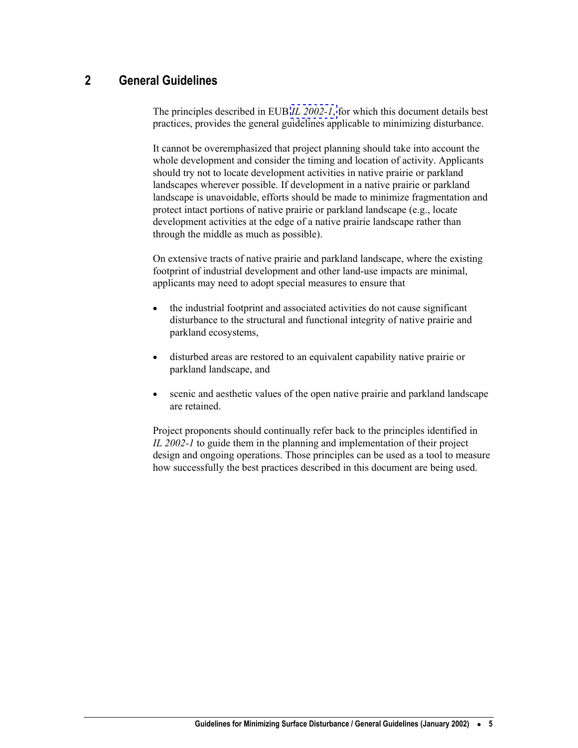## 2 General Guidelines

The principles described in EUB *IL 2002-1,* for which this document details best practices, provides the general guidelines applicable to minimizing disturbance.

It cannot be overemphasized that project planning should take into account the whole development and consider the timing and location of activity. Applicants should try not to locate development activities in native prairie or parkland landscapes wherever possible. If development in a native prairie or parkland landscape is unavoidable, efforts should be made to minimize fragmentation and protect intact portions of native prairie or parkland landscape (e.g., locate development activities at the edge of a native prairie landscape rather than through the middle as much as possible).

On extensive tracts of native prairie and parkland landscape, where the existing footprint of industrial development and other land-use impacts are minimal, applicants may need to adopt special measures to ensure that

- the industrial footprint and associated activities do not cause significant disturbance to the structural and functional integrity of native prairie and parkland ecosystems,
- disturbed areas are restored to an equivalent capability native prairie or parkland landscape, and
- scenic and aesthetic values of the open native prairie and parkland landscape are retained.

Project proponents should continually refer back to the principles identified in *IL 2002-1* to guide them in the planning and implementation of their project design and ongoing operations. Those principles can be used as a tool to measure how successfully the best practices described in this document are being used.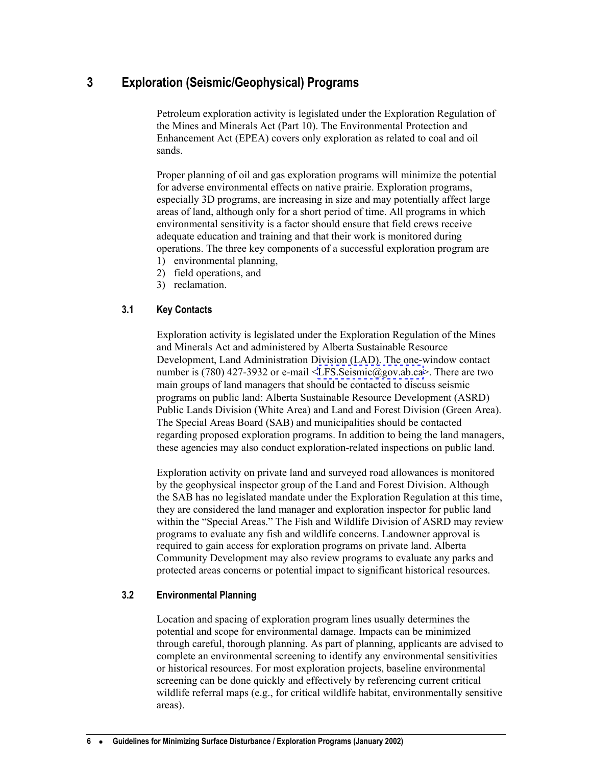# 3 Exploration (Seismic/Geophysical) Programs

Petroleum exploration activity is legislated under the Exploration Regulation of the Mines and Minerals Act (Part 10). The Environmental Protection and Enhancement Act (EPEA) covers only exploration as related to coal and oil sands.

Proper planning of oil and gas exploration programs will minimize the potential for adverse environmental effects on native prairie. Exploration programs, especially 3D programs, are increasing in size and may potentially affect large areas of land, although only for a short period of time. All programs in which environmental sensitivity is a factor should ensure that field crews receive adequate education and training and that their work is monitored during operations. The three key components of a successful exploration program are

1) environmental planning,
2) field operations, and
3) reclamation.

## 3.1 Key Contacts

Exploration activity is legislated under the Exploration Regulation of the Mines and Minerals Act and administered by Alberta Sustainable Resource Development, Land Administration Division (LAD). The one-window contact number is (780) 427-3932 or e-mail <LFS.Seismic@gov.ab.ca>. There are two main groups of land managers that should be contacted to discuss seismic programs on public land: Alberta Sustainable Resource Development (ASRD) Public Lands Division (White Area) and Land and Forest Division (Green Area). The Special Areas Board (SAB) and municipalities should be contacted regarding proposed exploration programs. In addition to being the land managers, these agencies may also conduct exploration-related inspections on public land.

Exploration activity on private land and surveyed road allowances is monitored by the geophysical inspector group of the Land and Forest Division. Although the SAB has no legislated mandate under the Exploration Regulation at this time, they are considered the land manager and exploration inspector for public land within the "Special Areas." The Fish and Wildlife Division of ASRD may review programs to evaluate any fish and wildlife concerns. Landowner approval is required to gain access for exploration programs on private land. Alberta Community Development may also review programs to evaluate any parks and protected areas concerns or potential impact to significant historical resources.

## 3.2 Environmental Planning

Location and spacing of exploration program lines usually determines the potential and scope for environmental damage. Impacts can be minimized through careful, thorough planning. As part of planning, applicants are advised to complete an environmental screening to identify any environmental sensitivities or historical resources. For most exploration projects, baseline environmental screening can be done quickly and effectively by referencing current critical wildlife referral maps (e.g., for critical wildlife habitat, environmentally sensitive areas).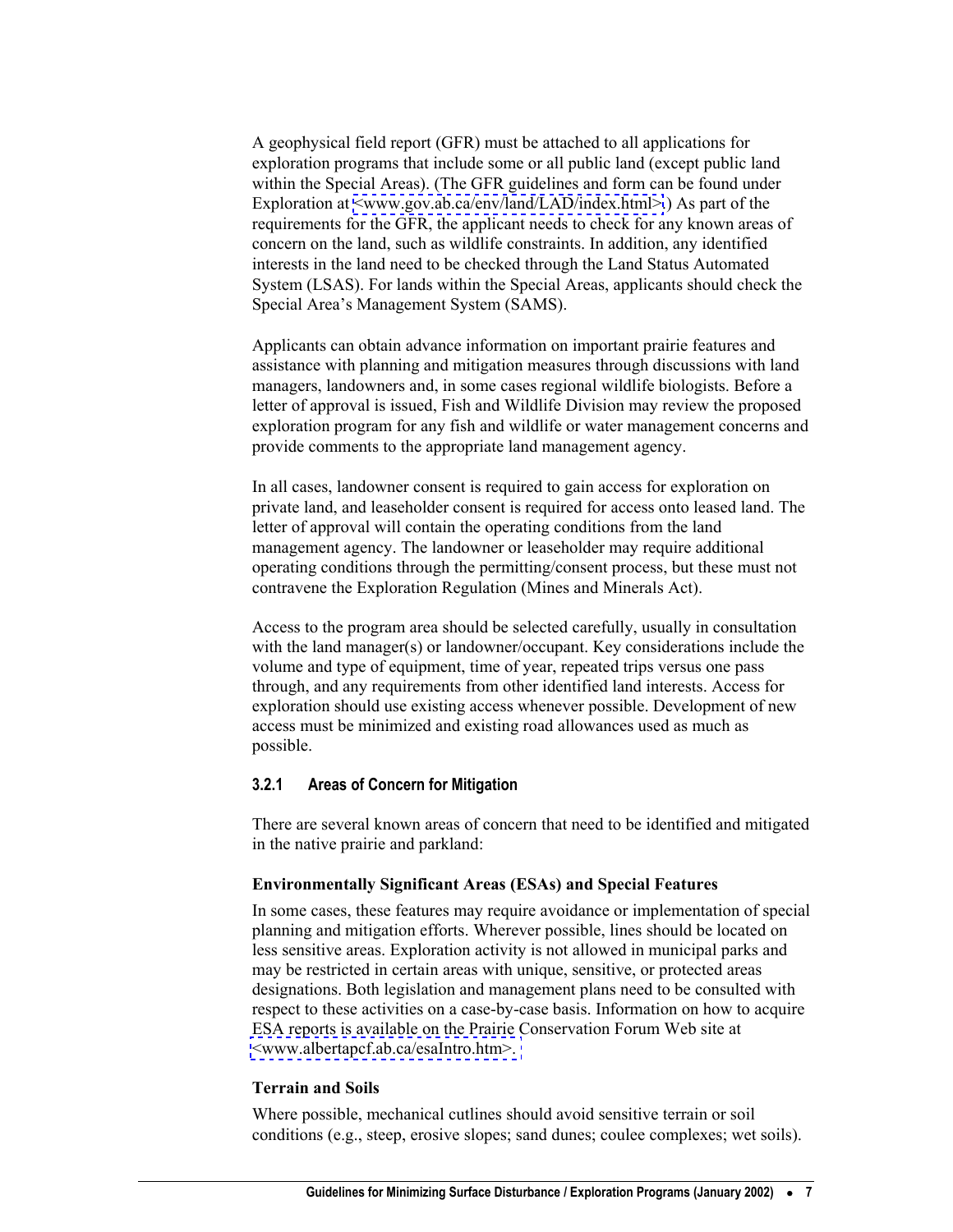A geophysical field report (GFR) must be attached to all applications for exploration programs that include some or all public land (except public land within the Special Areas). (The GFR guidelines and form can be found under Exploration at <www.gov.ab.ca/env/land/LAD/index.html>.) As part of the requirements for the GFR, the applicant needs to check for any known areas of concern on the land, such as wildlife constraints. In addition, any identified interests in the land need to be checked through the Land Status Automated System (LSAS). For lands within the Special Areas, applicants should check the Special Area's Management System (SAMS).

Applicants can obtain advance information on important prairie features and assistance with planning and mitigation measures through discussions with land managers, landowners and, in some cases regional wildlife biologists. Before a letter of approval is issued, Fish and Wildlife Division may review the proposed exploration program for any fish and wildlife or water management concerns and provide comments to the appropriate land management agency.

In all cases, landowner consent is required to gain access for exploration on private land, and leaseholder consent is required for access onto leased land. The letter of approval will contain the operating conditions from the land management agency. The landowner or leaseholder may require additional operating conditions through the permitting/consent process, but these must not contravene the Exploration Regulation (Mines and Minerals Act).

Access to the program area should be selected carefully, usually in consultation with the land manager(s) or landowner/occupant. Key considerations include the volume and type of equipment, time of year, repeated trips versus one pass through, and any requirements from other identified land interests. Access for exploration should use existing access whenever possible. Development of new access must be minimized and existing road allowances used as much as possible.

### 3.2.1 Areas of Concern for Mitigation

There are several known areas of concern that need to be identified and mitigated in the native prairie and parkland:

**Environmentally Significant Areas (ESAs) and Special Features**

In some cases, these features may require avoidance or implementation of special planning and mitigation efforts. Wherever possible, lines should be located on less sensitive areas. Exploration activity is not allowed in municipal parks and may be restricted in certain areas with unique, sensitive, or protected areas designations. Both legislation and management plans need to be consulted with respect to these activities on a case-by-case basis. Information on how to acquire ESA reports is available on the Prairie Conservation Forum Web site at <www.albertapcf.ab.ca/esaIntro.htm>.

**Terrain and Soils**

Where possible, mechanical cutlines should avoid sensitive terrain or soil conditions (e.g., steep, erosive slopes; sand dunes; coulee complexes; wet soils).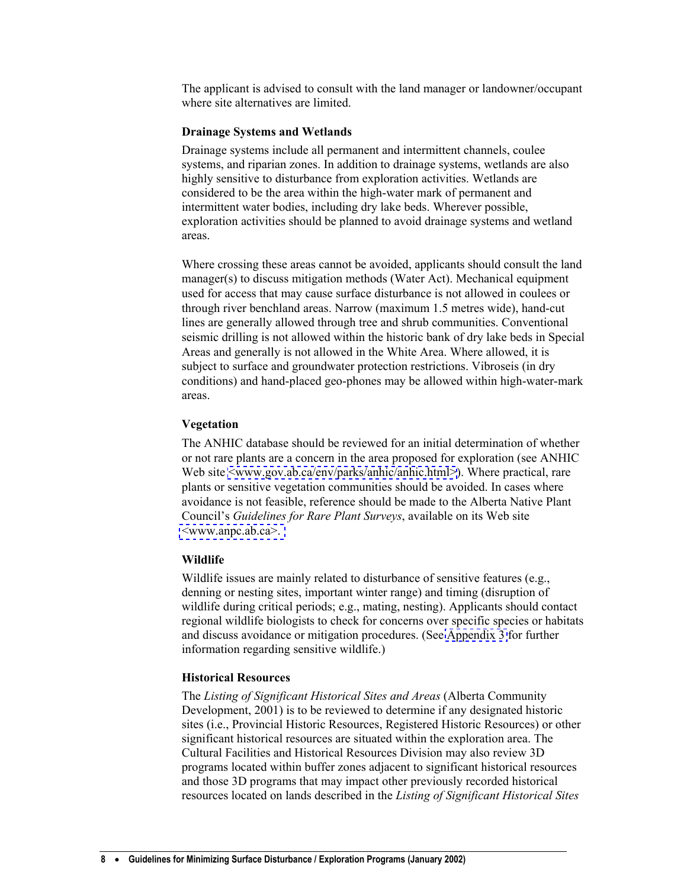The applicant is advised to consult with the land manager or landowner/occupant where site alternatives are limited.

### Drainage Systems and Wetlands

Drainage systems include all permanent and intermittent channels, coulee systems, and riparian zones. In addition to drainage systems, wetlands are also highly sensitive to disturbance from exploration activities. Wetlands are considered to be the area within the high-water mark of permanent and intermittent water bodies, including dry lake beds. Wherever possible, exploration activities should be planned to avoid drainage systems and wetland areas.

Where crossing these areas cannot be avoided, applicants should consult the land manager(s) to discuss mitigation methods (Water Act). Mechanical equipment used for access that may cause surface disturbance is not allowed in coulees or through river benchland areas. Narrow (maximum 1.5 metres wide), hand-cut lines are generally allowed through tree and shrub communities. Conventional seismic drilling is not allowed within the historic bank of dry lake beds in Special Areas and generally is not allowed in the White Area. Where allowed, it is subject to surface and groundwater protection restrictions. Vibroseis (in dry conditions) and hand-placed geo-phones may be allowed within high-water-mark areas.

### Vegetation

The ANHIC database should be reviewed for an initial determination of whether or not rare plants are a concern in the area proposed for exploration (see ANHIC Web site <www.gov.ab.ca/env/parks/anhic/anhic.html>). Where practical, rare plants or sensitive vegetation communities should be avoided. In cases where avoidance is not feasible, reference should be made to the Alberta Native Plant Council's *Guidelines for Rare Plant Surveys*, available on its Web site <www.anpc.ab.ca>.

### Wildlife

Wildlife issues are mainly related to disturbance of sensitive features (e.g., denning or nesting sites, important winter range) and timing (disruption of wildlife during critical periods; e.g., mating, nesting). Applicants should contact regional wildlife biologists to check for concerns over specific species or habitats and discuss avoidance or mitigation procedures. (See Appendix 3 for further information regarding sensitive wildlife.)

### Historical Resources

The *Listing of Significant Historical Sites and Areas* (Alberta Community Development, 2001) is to be reviewed to determine if any designated historic sites (i.e., Provincial Historic Resources, Registered Historic Resources) or other significant historical resources are situated within the exploration area. The Cultural Facilities and Historical Resources Division may also review 3D programs located within buffer zones adjacent to significant historical resources and those 3D programs that may impact other previously recorded historical resources located on lands described in the *Listing of Significant Historical Sites*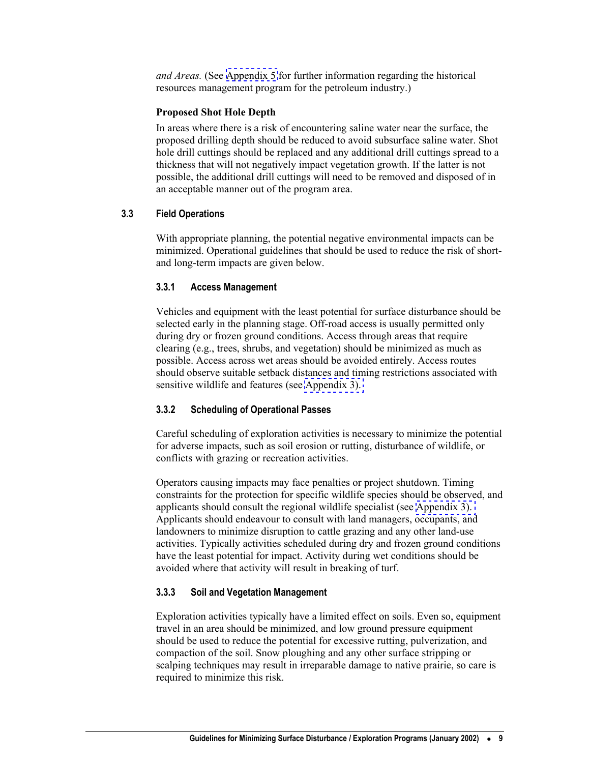*and Areas.* (See Appendix 5 for further information regarding the historical resources management program for the petroleum industry.)

**Proposed Shot Hole Depth**

In areas where there is a risk of encountering saline water near the surface, the proposed drilling depth should be reduced to avoid subsurface saline water. Shot hole drill cuttings should be replaced and any additional drill cuttings spread to a thickness that will not negatively impact vegetation growth. If the latter is not possible, the additional drill cuttings will need to be removed and disposed of in an acceptable manner out of the program area.

## 3.3 Field Operations

With appropriate planning, the potential negative environmental impacts can be minimized. Operational guidelines that should be used to reduce the risk of short- and long-term impacts are given below.

### 3.3.1 Access Management

Vehicles and equipment with the least potential for surface disturbance should be selected early in the planning stage. Off-road access is usually permitted only during dry or frozen ground conditions. Access through areas that require clearing (e.g., trees, shrubs, and vegetation) should be minimized as much as possible. Access across wet areas should be avoided entirely. Access routes should observe suitable setback distances and timing restrictions associated with sensitive wildlife and features (see Appendix 3).

### 3.3.2 Scheduling of Operational Passes

Careful scheduling of exploration activities is necessary to minimize the potential for adverse impacts, such as soil erosion or rutting, disturbance of wildlife, or conflicts with grazing or recreation activities.

Operators causing impacts may face penalties or project shutdown. Timing constraints for the protection for specific wildlife species should be observed, and applicants should consult the regional wildlife specialist (see Appendix 3). Applicants should endeavour to consult with land managers, occupants, and landowners to minimize disruption to cattle grazing and any other land-use activities. Typically activities scheduled during dry and frozen ground conditions have the least potential for impact. Activity during wet conditions should be avoided where that activity will result in breaking of turf.

### 3.3.3 Soil and Vegetation Management

Exploration activities typically have a limited effect on soils. Even so, equipment travel in an area should be minimized, and low ground pressure equipment should be used to reduce the potential for excessive rutting, pulverization, and compaction of the soil. Snow ploughing and any other surface stripping or scalping techniques may result in irreparable damage to native prairie, so care is required to minimize this risk.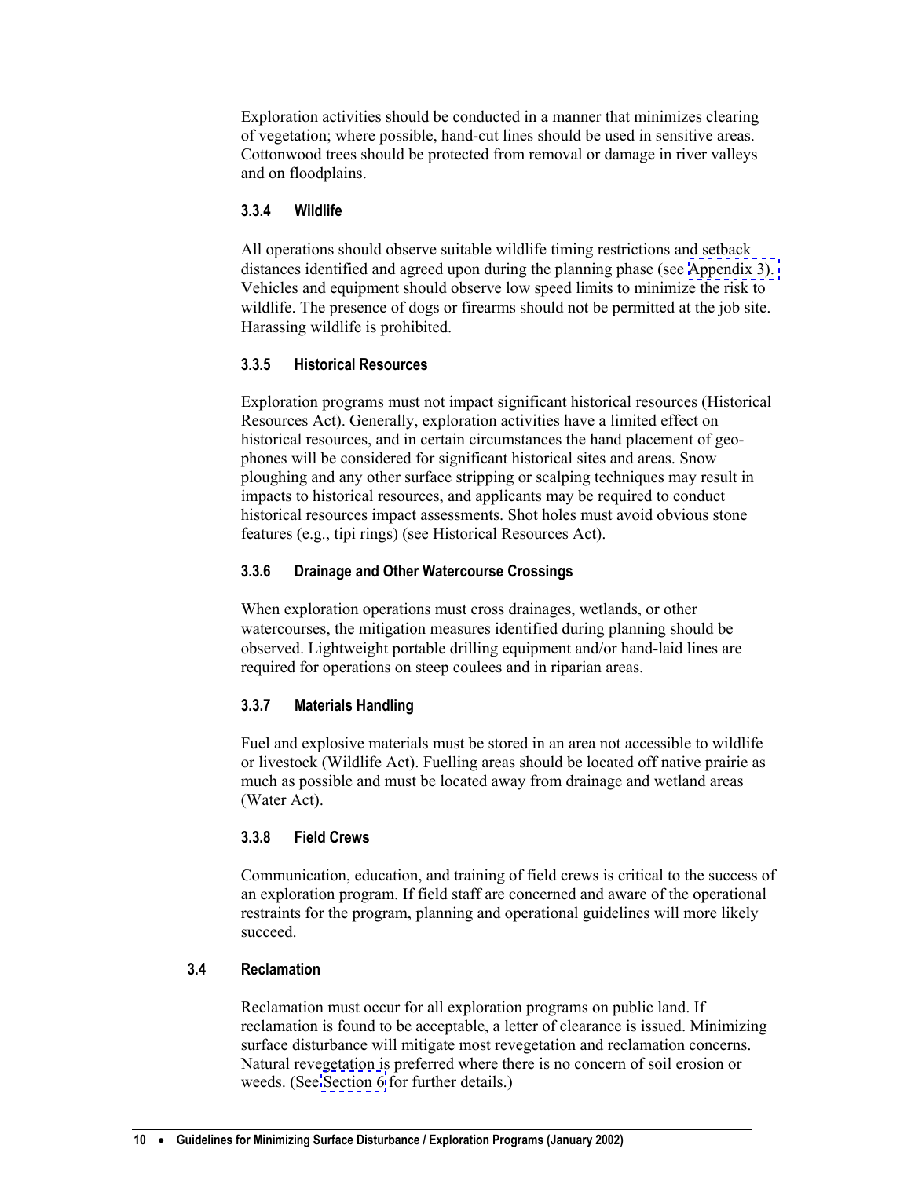Exploration activities should be conducted in a manner that minimizes clearing of vegetation; where possible, hand-cut lines should be used in sensitive areas. Cottonwood trees should be protected from removal or damage in river valleys and on floodplains.

### 3.3.4 Wildlife

All operations should observe suitable wildlife timing restrictions and setback distances identified and agreed upon during the planning phase (see Appendix 3). Vehicles and equipment should observe low speed limits to minimize the risk to wildlife. The presence of dogs or firearms should not be permitted at the job site. Harassing wildlife is prohibited.

### 3.3.5 Historical Resources

Exploration programs must not impact significant historical resources (Historical Resources Act). Generally, exploration activities have a limited effect on historical resources, and in certain circumstances the hand placement of geo-phones will be considered for significant historical sites and areas. Snow ploughing and any other surface stripping or scalping techniques may result in impacts to historical resources, and applicants may be required to conduct historical resources impact assessments. Shot holes must avoid obvious stone features (e.g., tipi rings) (see Historical Resources Act).

### 3.3.6 Drainage and Other Watercourse Crossings

When exploration operations must cross drainages, wetlands, or other watercourses, the mitigation measures identified during planning should be observed. Lightweight portable drilling equipment and/or hand-laid lines are required for operations on steep coulees and in riparian areas.

### 3.3.7 Materials Handling

Fuel and explosive materials must be stored in an area not accessible to wildlife or livestock (Wildlife Act). Fuelling areas should be located off native prairie as much as possible and must be located away from drainage and wetland areas (Water Act).

### 3.3.8 Field Crews

Communication, education, and training of field crews is critical to the success of an exploration program. If field staff are concerned and aware of the operational restraints for the program, planning and operational guidelines will more likely succeed.

## 3.4 Reclamation

Reclamation must occur for all exploration programs on public land. If reclamation is found to be acceptable, a letter of clearance is issued. Minimizing surface disturbance will mitigate most revegetation and reclamation concerns. Natural revegetation is preferred where there is no concern of soil erosion or weeds. (See Section 6 for further details.)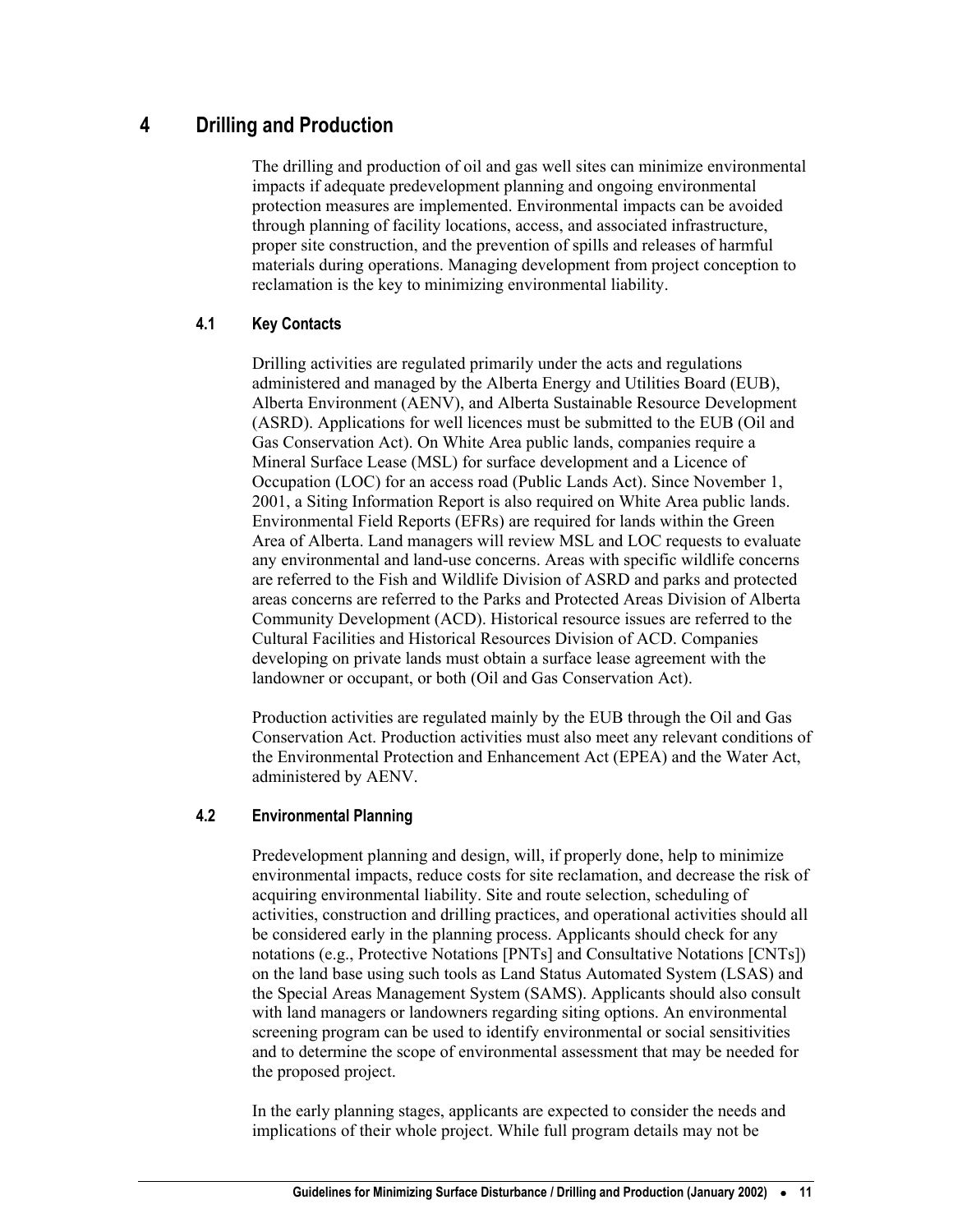# 4 Drilling and Production

The drilling and production of oil and gas well sites can minimize environmental impacts if adequate predevelopment planning and ongoing environmental protection measures are implemented. Environmental impacts can be avoided through planning of facility locations, access, and associated infrastructure, proper site construction, and the prevention of spills and releases of harmful materials during operations. Managing development from project conception to reclamation is the key to minimizing environmental liability.

## 4.1 Key Contacts

Drilling activities are regulated primarily under the acts and regulations administered and managed by the Alberta Energy and Utilities Board (EUB), Alberta Environment (AENV), and Alberta Sustainable Resource Development (ASRD). Applications for well licences must be submitted to the EUB (Oil and Gas Conservation Act). On White Area public lands, companies require a Mineral Surface Lease (MSL) for surface development and a Licence of Occupation (LOC) for an access road (Public Lands Act). Since November 1, 2001, a Siting Information Report is also required on White Area public lands. Environmental Field Reports (EFRs) are required for lands within the Green Area of Alberta. Land managers will review MSL and LOC requests to evaluate any environmental and land-use concerns. Areas with specific wildlife concerns are referred to the Fish and Wildlife Division of ASRD and parks and protected areas concerns are referred to the Parks and Protected Areas Division of Alberta Community Development (ACD). Historical resource issues are referred to the Cultural Facilities and Historical Resources Division of ACD. Companies developing on private lands must obtain a surface lease agreement with the landowner or occupant, or both (Oil and Gas Conservation Act).

Production activities are regulated mainly by the EUB through the Oil and Gas Conservation Act. Production activities must also meet any relevant conditions of the Environmental Protection and Enhancement Act (EPEA) and the Water Act, administered by AENV.

## 4.2 Environmental Planning

Predevelopment planning and design, will, if properly done, help to minimize environmental impacts, reduce costs for site reclamation, and decrease the risk of acquiring environmental liability. Site and route selection, scheduling of activities, construction and drilling practices, and operational activities should all be considered early in the planning process. Applicants should check for any notations (e.g., Protective Notations [PNTs] and Consultative Notations [CNTs]) on the land base using such tools as Land Status Automated System (LSAS) and the Special Areas Management System (SAMS). Applicants should also consult with land managers or landowners regarding siting options. An environmental screening program can be used to identify environmental or social sensitivities and to determine the scope of environmental assessment that may be needed for the proposed project.

In the early planning stages, applicants are expected to consider the needs and implications of their whole project. While full program details may not be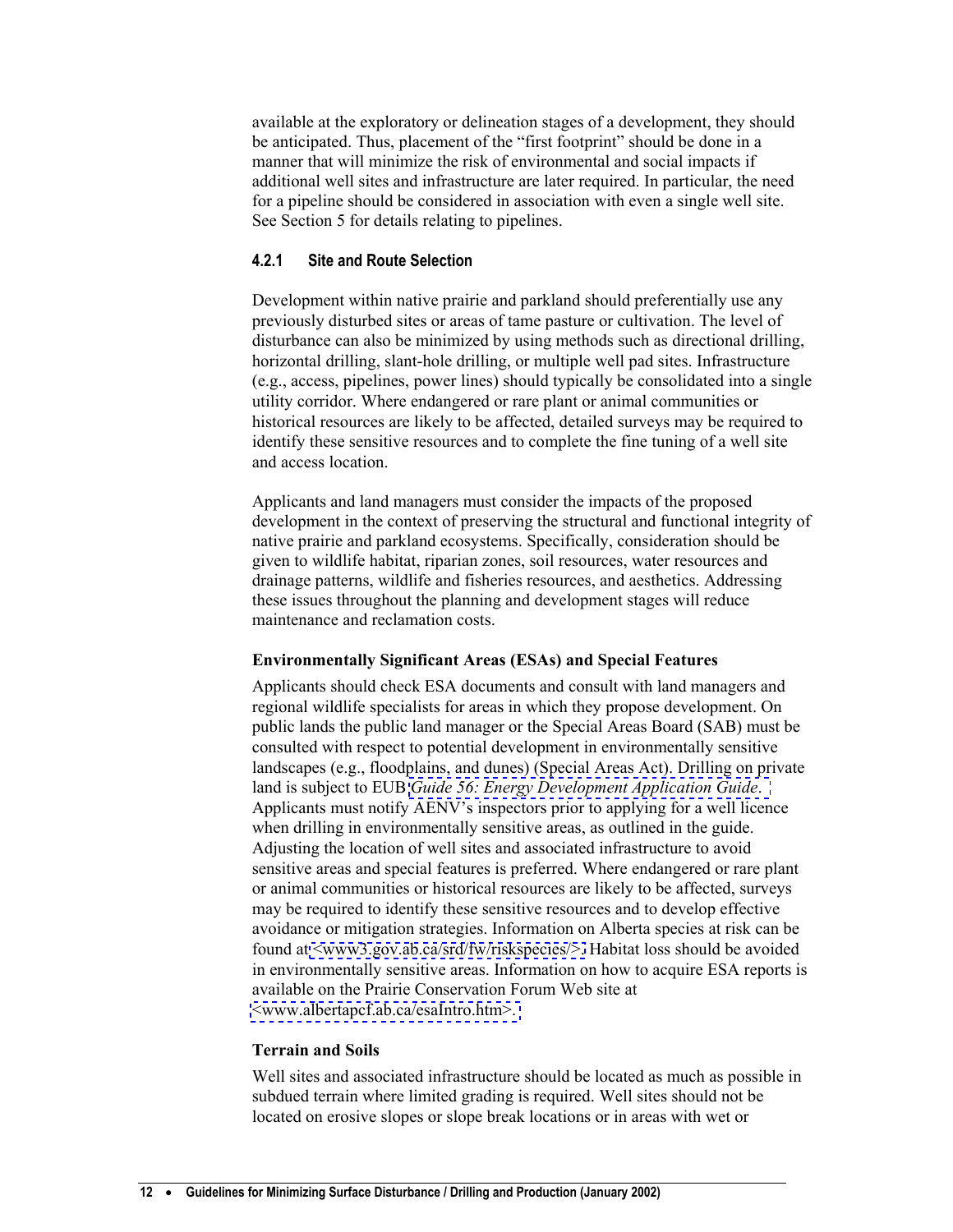available at the exploratory or delineation stages of a development, they should be anticipated. Thus, placement of the "first footprint" should be done in a manner that will minimize the risk of environmental and social impacts if additional well sites and infrastructure are later required. In particular, the need for a pipeline should be considered in association with even a single well site. See Section 5 for details relating to pipelines.

### 4.2.1 Site and Route Selection

Development within native prairie and parkland should preferentially use any previously disturbed sites or areas of tame pasture or cultivation. The level of disturbance can also be minimized by using methods such as directional drilling, horizontal drilling, slant-hole drilling, or multiple well pad sites. Infrastructure (e.g., access, pipelines, power lines) should typically be consolidated into a single utility corridor. Where endangered or rare plant or animal communities or historical resources are likely to be affected, detailed surveys may be required to identify these sensitive resources and to complete the fine tuning of a well site and access location.

Applicants and land managers must consider the impacts of the proposed development in the context of preserving the structural and functional integrity of native prairie and parkland ecosystems. Specifically, consideration should be given to wildlife habitat, riparian zones, soil resources, water resources and drainage patterns, wildlife and fisheries resources, and aesthetics. Addressing these issues throughout the planning and development stages will reduce maintenance and reclamation costs.

**Environmentally Significant Areas (ESAs) and Special Features**

Applicants should check ESA documents and consult with land managers and regional wildlife specialists for areas in which they propose development. On public lands the public land manager or the Special Areas Board (SAB) must be consulted with respect to potential development in environmentally sensitive landscapes (e.g., floodplains, and dunes) (Special Areas Act). Drilling on private land is subject to EUB *Guide 56: Energy Development Application Guide*. Applicants must notify AENV's inspectors prior to applying for a well licence when drilling in environmentally sensitive areas, as outlined in the guide. Adjusting the location of well sites and associated infrastructure to avoid sensitive areas and special features is preferred. Where endangered or rare plant or animal communities or historical resources are likely to be affected, surveys may be required to identify these sensitive resources and to develop effective avoidance or mitigation strategies. Information on Alberta species at risk can be found at <www3.gov.ab.ca/srd/fw/riskspecies/>. Habitat loss should be avoided in environmentally sensitive areas. Information on how to acquire ESA reports is available on the Prairie Conservation Forum Web site at <www.albertapcf.ab.ca/esaIntro.htm>.

**Terrain and Soils**

Well sites and associated infrastructure should be located as much as possible in subdued terrain where limited grading is required. Well sites should not be located on erosive slopes or slope break locations or in areas with wet or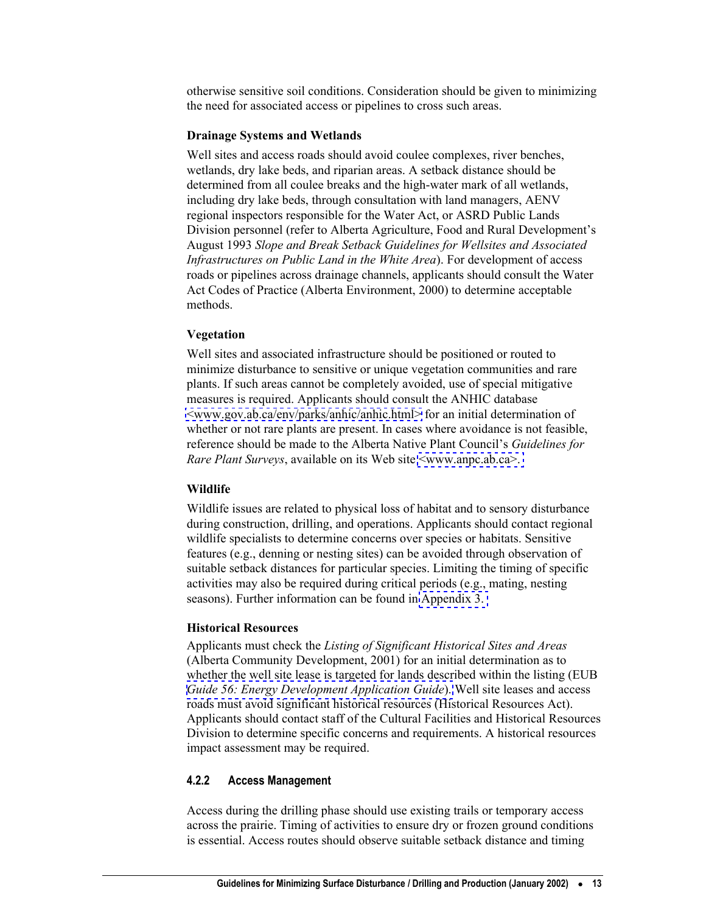otherwise sensitive soil conditions. Consideration should be given to minimizing the need for associated access or pipelines to cross such areas.

**Drainage Systems and Wetlands**

Well sites and access roads should avoid coulee complexes, river benches, wetlands, dry lake beds, and riparian areas. A setback distance should be determined from all coulee breaks and the high-water mark of all wetlands, including dry lake beds, through consultation with land managers, AENV regional inspectors responsible for the Water Act, or ASRD Public Lands Division personnel (refer to Alberta Agriculture, Food and Rural Development's August 1993 *Slope and Break Setback Guidelines for Wellsites and Associated Infrastructures on Public Land in the White Area*). For development of access roads or pipelines across drainage channels, applicants should consult the Water Act Codes of Practice (Alberta Environment, 2000) to determine acceptable methods.

**Vegetation**

Well sites and associated infrastructure should be positioned or routed to minimize disturbance to sensitive or unique vegetation communities and rare plants. If such areas cannot be completely avoided, use of special mitigative measures is required. Applicants should consult the ANHIC database <www.gov.ab.ca/env/parks/anhic/anhic.html> for an initial determination of whether or not rare plants are present. In cases where avoidance is not feasible, reference should be made to the Alberta Native Plant Council's *Guidelines for Rare Plant Surveys*, available on its Web site <www.anpc.ab.ca>.

**Wildlife**

Wildlife issues are related to physical loss of habitat and to sensory disturbance during construction, drilling, and operations. Applicants should contact regional wildlife specialists to determine concerns over species or habitats. Sensitive features (e.g., denning or nesting sites) can be avoided through observation of suitable setback distances for particular species. Limiting the timing of specific activities may also be required during critical periods (e.g., mating, nesting seasons). Further information can be found in Appendix 3.

**Historical Resources**

Applicants must check the *Listing of Significant Historical Sites and Areas* (Alberta Community Development, 2001) for an initial determination as to whether the well site lease is targeted for lands described within the listing (EUB *Guide 56: Energy Development Application Guide*). Well site leases and access roads must avoid significant historical resources (Historical Resources Act). Applicants should contact staff of the Cultural Facilities and Historical Resources Division to determine specific concerns and requirements. A historical resources impact assessment may be required.

### 4.2.2 Access Management

Access during the drilling phase should use existing trails or temporary access across the prairie. Timing of activities to ensure dry or frozen ground conditions is essential. Access routes should observe suitable setback distance and timing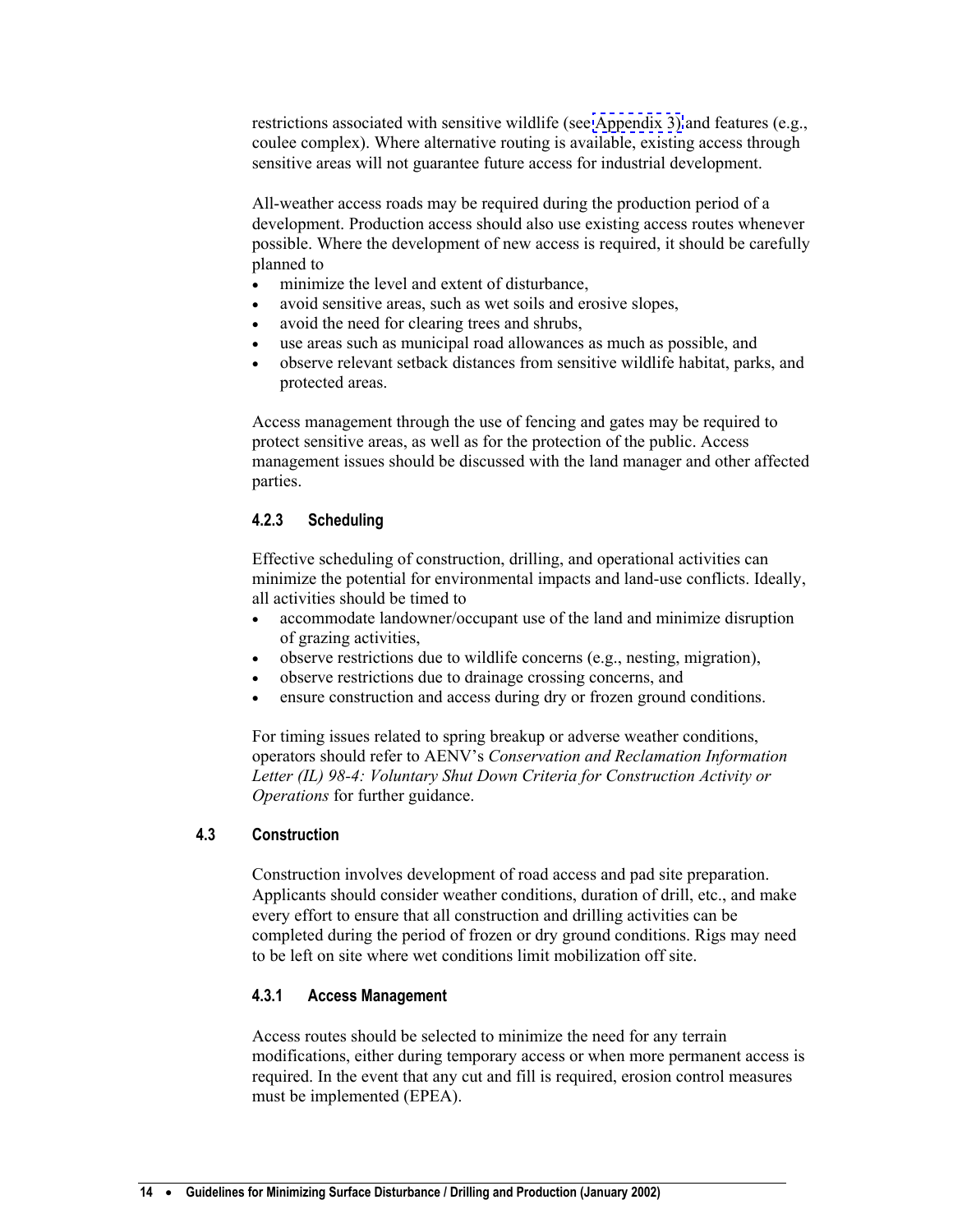restrictions associated with sensitive wildlife (see Appendix 3) and features (e.g., coulee complex). Where alternative routing is available, existing access through sensitive areas will not guarantee future access for industrial development.

All-weather access roads may be required during the production period of a development. Production access should also use existing access routes whenever possible. Where the development of new access is required, it should be carefully planned to

- minimize the level and extent of disturbance,
- avoid sensitive areas, such as wet soils and erosive slopes,
- avoid the need for clearing trees and shrubs,
- use areas such as municipal road allowances as much as possible, and
- observe relevant setback distances from sensitive wildlife habitat, parks, and protected areas.

Access management through the use of fencing and gates may be required to protect sensitive areas, as well as for the protection of the public. Access management issues should be discussed with the land manager and other affected parties.

### 4.2.3 Scheduling

Effective scheduling of construction, drilling, and operational activities can minimize the potential for environmental impacts and land-use conflicts. Ideally, all activities should be timed to

- accommodate landowner/occupant use of the land and minimize disruption of grazing activities,
- observe restrictions due to wildlife concerns (e.g., nesting, migration),
- observe restrictions due to drainage crossing concerns, and
- ensure construction and access during dry or frozen ground conditions.

For timing issues related to spring breakup or adverse weather conditions, operators should refer to AENV's *Conservation and Reclamation Information Letter (IL) 98-4: Voluntary Shut Down Criteria for Construction Activity or Operations* for further guidance.

## 4.3 Construction

Construction involves development of road access and pad site preparation. Applicants should consider weather conditions, duration of drill, etc., and make every effort to ensure that all construction and drilling activities can be completed during the period of frozen or dry ground conditions. Rigs may need to be left on site where wet conditions limit mobilization off site.

### 4.3.1 Access Management

Access routes should be selected to minimize the need for any terrain modifications, either during temporary access or when more permanent access is required. In the event that any cut and fill is required, erosion control measures must be implemented (EPEA).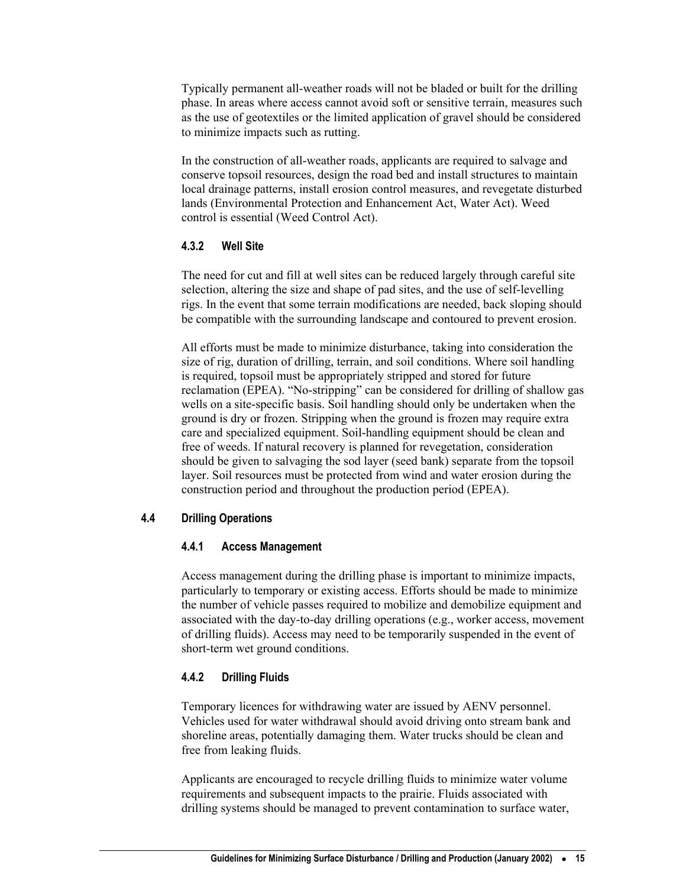Typically permanent all-weather roads will not be bladed or built for the drilling phase. In areas where access cannot avoid soft or sensitive terrain, measures such as the use of geotextiles or the limited application of gravel should be considered to minimize impacts such as rutting.

In the construction of all-weather roads, applicants are required to salvage and conserve topsoil resources, design the road bed and install structures to maintain local drainage patterns, install erosion control measures, and revegetate disturbed lands (Environmental Protection and Enhancement Act, Water Act). Weed control is essential (Weed Control Act).

### 4.3.2 Well Site

The need for cut and fill at well sites can be reduced largely through careful site selection, altering the size and shape of pad sites, and the use of self-levelling rigs. In the event that some terrain modifications are needed, back sloping should be compatible with the surrounding landscape and contoured to prevent erosion.

All efforts must be made to minimize disturbance, taking into consideration the size of rig, duration of drilling, terrain, and soil conditions. Where soil handling is required, topsoil must be appropriately stripped and stored for future reclamation (EPEA). "No-stripping" can be considered for drilling of shallow gas wells on a site-specific basis. Soil handling should only be undertaken when the ground is dry or frozen. Stripping when the ground is frozen may require extra care and specialized equipment. Soil-handling equipment should be clean and free of weeds. If natural recovery is planned for revegetation, consideration should be given to salvaging the sod layer (seed bank) separate from the topsoil layer. Soil resources must be protected from wind and water erosion during the construction period and throughout the production period (EPEA).

## 4.4 Drilling Operations

### 4.4.1 Access Management

Access management during the drilling phase is important to minimize impacts, particularly to temporary or existing access. Efforts should be made to minimize the number of vehicle passes required to mobilize and demobilize equipment and associated with the day-to-day drilling operations (e.g., worker access, movement of drilling fluids). Access may need to be temporarily suspended in the event of short-term wet ground conditions.

### 4.4.2 Drilling Fluids

Temporary licences for withdrawing water are issued by AENV personnel. Vehicles used for water withdrawal should avoid driving onto stream bank and shoreline areas, potentially damaging them. Water trucks should be clean and free from leaking fluids.

Applicants are encouraged to recycle drilling fluids to minimize water volume requirements and subsequent impacts to the prairie. Fluids associated with drilling systems should be managed to prevent contamination to surface water,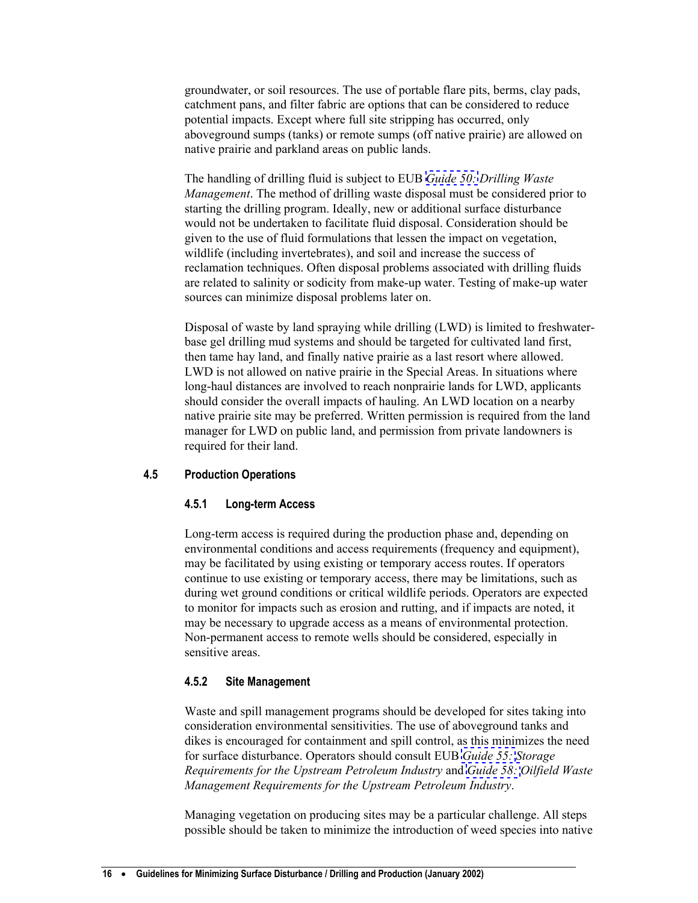groundwater, or soil resources. The use of portable flare pits, berms, clay pads, catchment pans, and filter fabric are options that can be considered to reduce potential impacts. Except where full site stripping has occurred, only aboveground sumps (tanks) or remote sumps (off native prairie) are allowed on native prairie and parkland areas on public lands.

The handling of drilling fluid is subject to EUB *Guide 50: Drilling Waste Management*. The method of drilling waste disposal must be considered prior to starting the drilling program. Ideally, new or additional surface disturbance would not be undertaken to facilitate fluid disposal. Consideration should be given to the use of fluid formulations that lessen the impact on vegetation, wildlife (including invertebrates), and soil and increase the success of reclamation techniques. Often disposal problems associated with drilling fluids are related to salinity or sodicity from make-up water. Testing of make-up water sources can minimize disposal problems later on.

Disposal of waste by land spraying while drilling (LWD) is limited to freshwater-base gel drilling mud systems and should be targeted for cultivated land first, then tame hay land, and finally native prairie as a last resort where allowed. LWD is not allowed on native prairie in the Special Areas. In situations where long-haul distances are involved to reach nonprairie lands for LWD, applicants should consider the overall impacts of hauling. An LWD location on a nearby native prairie site may be preferred. Written permission is required from the land manager for LWD on public land, and permission from private landowners is required for their land.

## 4.5 Production Operations

### 4.5.1 Long-term Access

Long-term access is required during the production phase and, depending on environmental conditions and access requirements (frequency and equipment), may be facilitated by using existing or temporary access routes. If operators continue to use existing or temporary access, there may be limitations, such as during wet ground conditions or critical wildlife periods. Operators are expected to monitor for impacts such as erosion and rutting, and if impacts are noted, it may be necessary to upgrade access as a means of environmental protection. Non-permanent access to remote wells should be considered, especially in sensitive areas.

### 4.5.2 Site Management

Waste and spill management programs should be developed for sites taking into consideration environmental sensitivities. The use of aboveground tanks and dikes is encouraged for containment and spill control, as this minimizes the need for surface disturbance. Operators should consult EUB *Guide 55: Storage Requirements for the Upstream Petroleum Industry* and *Guide 58: Oilfield Waste Management Requirements for the Upstream Petroleum Industry*.

Managing vegetation on producing sites may be a particular challenge. All steps possible should be taken to minimize the introduction of weed species into native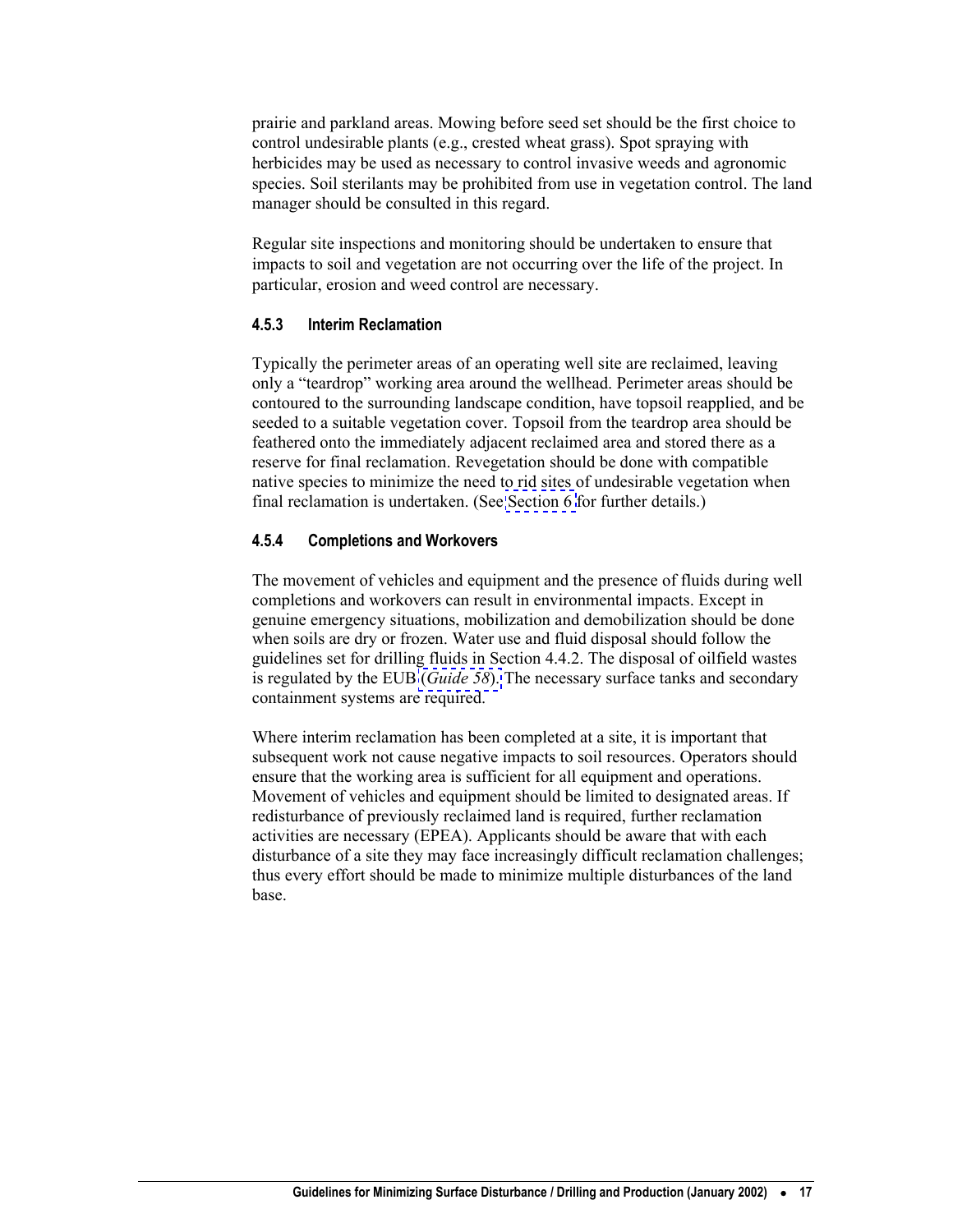prairie and parkland areas. Mowing before seed set should be the first choice to control undesirable plants (e.g., crested wheat grass). Spot spraying with herbicides may be used as necessary to control invasive weeds and agronomic species. Soil sterilants may be prohibited from use in vegetation control. The land manager should be consulted in this regard.

Regular site inspections and monitoring should be undertaken to ensure that impacts to soil and vegetation are not occurring over the life of the project. In particular, erosion and weed control are necessary.

#### 4.5.3 Interim Reclamation

Typically the perimeter areas of an operating well site are reclaimed, leaving only a "teardrop" working area around the wellhead. Perimeter areas should be contoured to the surrounding landscape condition, have topsoil reapplied, and be seeded to a suitable vegetation cover. Topsoil from the teardrop area should be feathered onto the immediately adjacent reclaimed area and stored there as a reserve for final reclamation. Revegetation should be done with compatible native species to minimize the need to rid sites of undesirable vegetation when final reclamation is undertaken. (See Section 6 for further details.)

#### 4.5.4 Completions and Workovers

The movement of vehicles and equipment and the presence of fluids during well completions and workovers can result in environmental impacts. Except in genuine emergency situations, mobilization and demobilization should be done when soils are dry or frozen. Water use and fluid disposal should follow the guidelines set for drilling fluids in Section 4.4.2. The disposal of oilfield wastes is regulated by the EUB (*Guide 58*). The necessary surface tanks and secondary containment systems are required.

Where interim reclamation has been completed at a site, it is important that subsequent work not cause negative impacts to soil resources. Operators should ensure that the working area is sufficient for all equipment and operations. Movement of vehicles and equipment should be limited to designated areas. If redisturbance of previously reclaimed land is required, further reclamation activities are necessary (EPEA). Applicants should be aware that with each disturbance of a site they may face increasingly difficult reclamation challenges; thus every effort should be made to minimize multiple disturbances of the land base.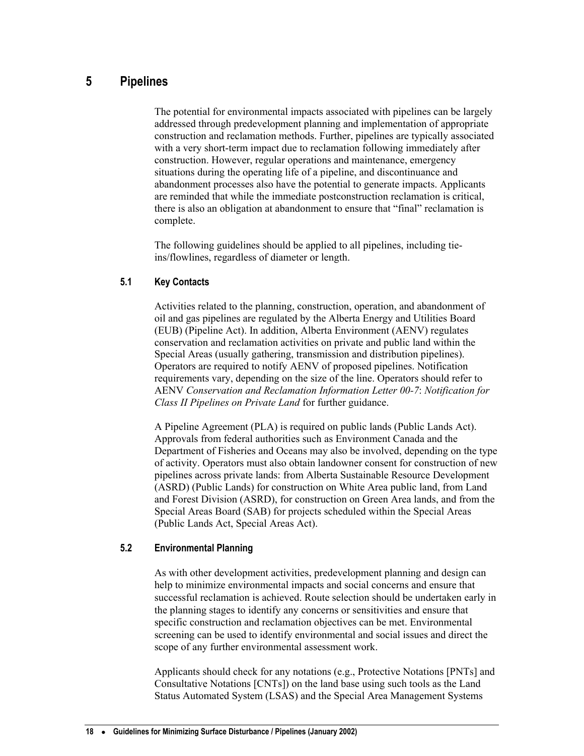# 5 Pipelines

The potential for environmental impacts associated with pipelines can be largely addressed through predevelopment planning and implementation of appropriate construction and reclamation methods. Further, pipelines are typically associated with a very short-term impact due to reclamation following immediately after construction. However, regular operations and maintenance, emergency situations during the operating life of a pipeline, and discontinuance and abandonment processes also have the potential to generate impacts. Applicants are reminded that while the immediate postconstruction reclamation is critical, there is also an obligation at abandonment to ensure that "final" reclamation is complete.

The following guidelines should be applied to all pipelines, including tie-ins/flowlines, regardless of diameter or length.

## 5.1 Key Contacts

Activities related to the planning, construction, operation, and abandonment of oil and gas pipelines are regulated by the Alberta Energy and Utilities Board (EUB) (Pipeline Act). In addition, Alberta Environment (AENV) regulates conservation and reclamation activities on private and public land within the Special Areas (usually gathering, transmission and distribution pipelines). Operators are required to notify AENV of proposed pipelines. Notification requirements vary, depending on the size of the line. Operators should refer to AENV *Conservation and Reclamation Information Letter 00-7*: *Notification for Class II Pipelines on Private Land* for further guidance.

A Pipeline Agreement (PLA) is required on public lands (Public Lands Act). Approvals from federal authorities such as Environment Canada and the Department of Fisheries and Oceans may also be involved, depending on the type of activity. Operators must also obtain landowner consent for construction of new pipelines across private lands: from Alberta Sustainable Resource Development (ASRD) (Public Lands) for construction on White Area public land, from Land and Forest Division (ASRD), for construction on Green Area lands, and from the Special Areas Board (SAB) for projects scheduled within the Special Areas (Public Lands Act, Special Areas Act).

## 5.2 Environmental Planning

As with other development activities, predevelopment planning and design can help to minimize environmental impacts and social concerns and ensure that successful reclamation is achieved. Route selection should be undertaken early in the planning stages to identify any concerns or sensitivities and ensure that specific construction and reclamation objectives can be met. Environmental screening can be used to identify environmental and social issues and direct the scope of any further environmental assessment work.

Applicants should check for any notations (e.g., Protective Notations [PNTs] and Consultative Notations [CNTs]) on the land base using such tools as the Land Status Automated System (LSAS) and the Special Area Management Systems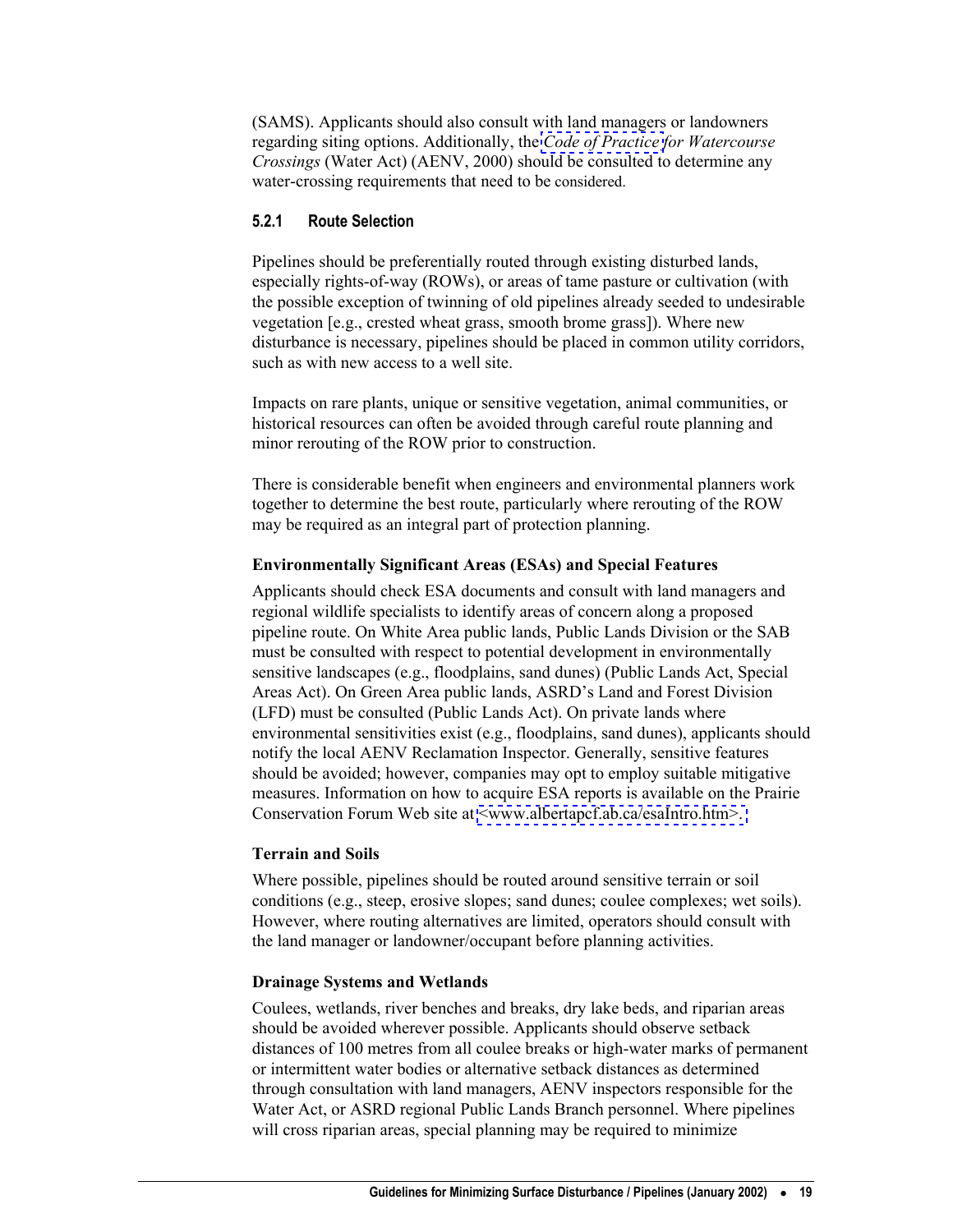(SAMS). Applicants should also consult with land managers or landowners regarding siting options. Additionally, the *Code of Practice for Watercourse Crossings* (Water Act) (AENV, 2000) should be consulted to determine any water-crossing requirements that need to be considered.

### 5.2.1 Route Selection

Pipelines should be preferentially routed through existing disturbed lands, especially rights-of-way (ROWs), or areas of tame pasture or cultivation (with the possible exception of twinning of old pipelines already seeded to undesirable vegetation [e.g., crested wheat grass, smooth brome grass]). Where new disturbance is necessary, pipelines should be placed in common utility corridors, such as with new access to a well site.

Impacts on rare plants, unique or sensitive vegetation, animal communities, or historical resources can often be avoided through careful route planning and minor rerouting of the ROW prior to construction.

There is considerable benefit when engineers and environmental planners work together to determine the best route, particularly where rerouting of the ROW may be required as an integral part of protection planning.

**Environmentally Significant Areas (ESAs) and Special Features**

Applicants should check ESA documents and consult with land managers and regional wildlife specialists to identify areas of concern along a proposed pipeline route. On White Area public lands, Public Lands Division or the SAB must be consulted with respect to potential development in environmentally sensitive landscapes (e.g., floodplains, sand dunes) (Public Lands Act, Special Areas Act). On Green Area public lands, ASRD's Land and Forest Division (LFD) must be consulted (Public Lands Act). On private lands where environmental sensitivities exist (e.g., floodplains, sand dunes), applicants should notify the local AENV Reclamation Inspector. Generally, sensitive features should be avoided; however, companies may opt to employ suitable mitigative measures. Information on how to acquire ESA reports is available on the Prairie Conservation Forum Web site at <www.albertapcf.ab.ca/esaIntro.htm>.

**Terrain and Soils**

Where possible, pipelines should be routed around sensitive terrain or soil conditions (e.g., steep, erosive slopes; sand dunes; coulee complexes; wet soils). However, where routing alternatives are limited, operators should consult with the land manager or landowner/occupant before planning activities.

**Drainage Systems and Wetlands**

Coulees, wetlands, river benches and breaks, dry lake beds, and riparian areas should be avoided wherever possible. Applicants should observe setback distances of 100 metres from all coulee breaks or high-water marks of permanent or intermittent water bodies or alternative setback distances as determined through consultation with land managers, AENV inspectors responsible for the Water Act, or ASRD regional Public Lands Branch personnel. Where pipelines will cross riparian areas, special planning may be required to minimize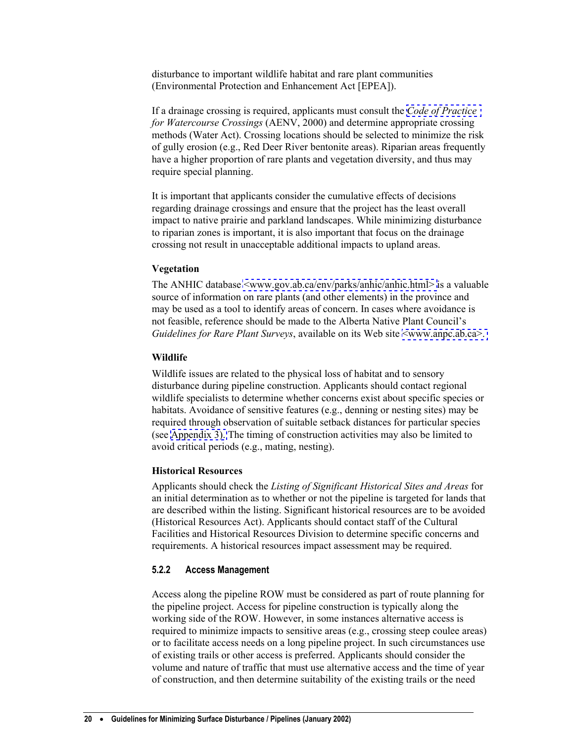disturbance to important wildlife habitat and rare plant communities (Environmental Protection and Enhancement Act [EPEA]).

If a drainage crossing is required, applicants must consult the *Code of Practice for Watercourse Crossings* (AENV, 2000) and determine appropriate crossing methods (Water Act). Crossing locations should be selected to minimize the risk of gully erosion (e.g., Red Deer River bentonite areas). Riparian areas frequently have a higher proportion of rare plants and vegetation diversity, and thus may require special planning.

It is important that applicants consider the cumulative effects of decisions regarding drainage crossings and ensure that the project has the least overall impact to native prairie and parkland landscapes. While minimizing disturbance to riparian zones is important, it is also important that focus on the drainage crossing not result in unacceptable additional impacts to upland areas.

**Vegetation**

The ANHIC database <www.gov.ab.ca/env/parks/anhic/anhic.html> is a valuable source of information on rare plants (and other elements) in the province and may be used as a tool to identify areas of concern. In cases where avoidance is not feasible, reference should be made to the Alberta Native Plant Council's *Guidelines for Rare Plant Surveys*, available on its Web site <www.anpc.ab.ca>.

**Wildlife**

Wildlife issues are related to the physical loss of habitat and to sensory disturbance during pipeline construction. Applicants should contact regional wildlife specialists to determine whether concerns exist about specific species or habitats. Avoidance of sensitive features (e.g., denning or nesting sites) may be required through observation of suitable setback distances for particular species (see Appendix 3). The timing of construction activities may also be limited to avoid critical periods (e.g., mating, nesting).

**Historical Resources**

Applicants should check the *Listing of Significant Historical Sites and Areas* for an initial determination as to whether or not the pipeline is targeted for lands that are described within the listing. Significant historical resources are to be avoided (Historical Resources Act). Applicants should contact staff of the Cultural Facilities and Historical Resources Division to determine specific concerns and requirements. A historical resources impact assessment may be required.

### 5.2.2 Access Management

Access along the pipeline ROW must be considered as part of route planning for the pipeline project. Access for pipeline construction is typically along the working side of the ROW. However, in some instances alternative access is required to minimize impacts to sensitive areas (e.g., crossing steep coulee areas) or to facilitate access needs on a long pipeline project. In such circumstances use of existing trails or other access is preferred. Applicants should consider the volume and nature of traffic that must use alternative access and the time of year of construction, and then determine suitability of the existing trails or the need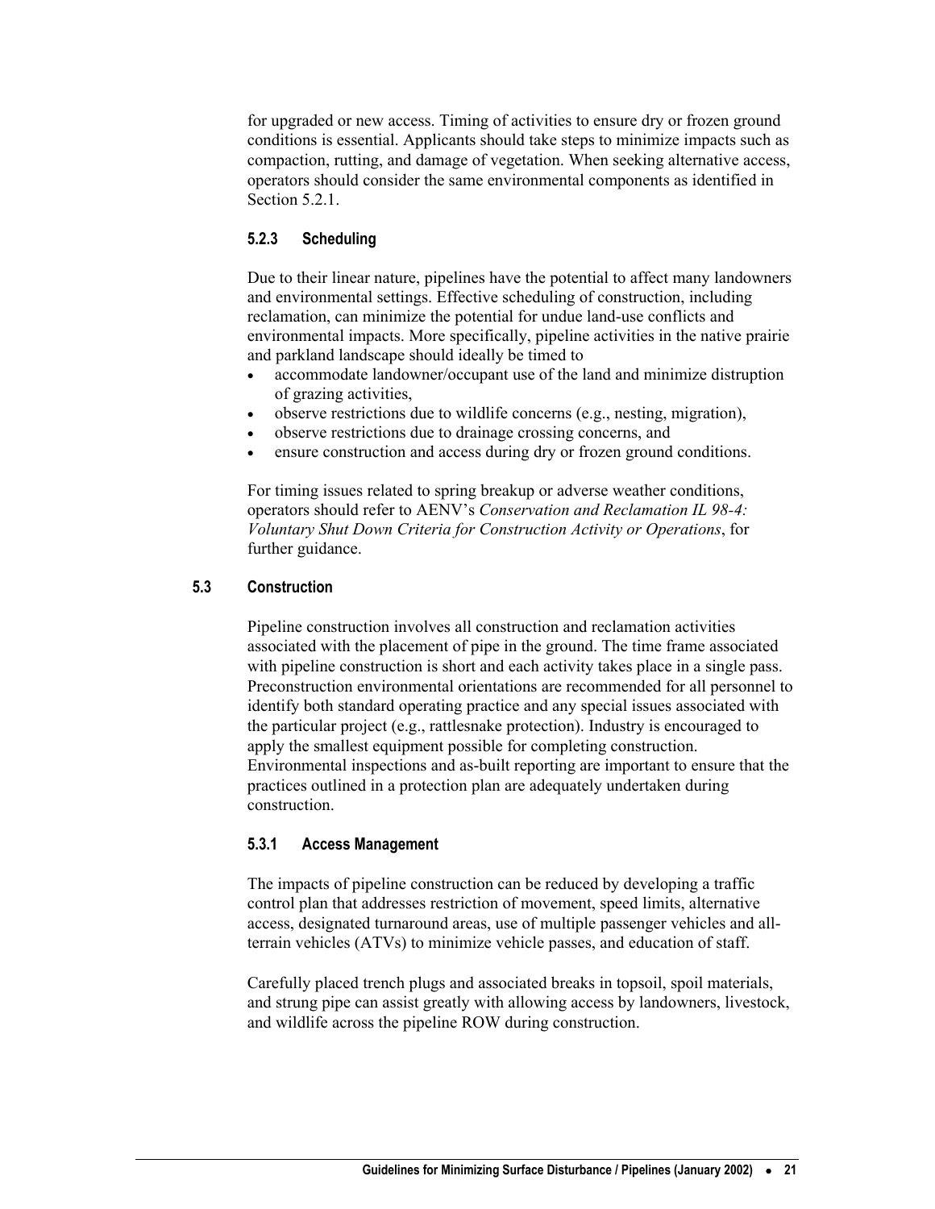for upgraded or new access. Timing of activities to ensure dry or frozen ground conditions is essential. Applicants should take steps to minimize impacts such as compaction, rutting, and damage of vegetation. When seeking alternative access, operators should consider the same environmental components as identified in Section 5.2.1.

### 5.2.3 Scheduling

Due to their linear nature, pipelines have the potential to affect many landowners and environmental settings. Effective scheduling of construction, including reclamation, can minimize the potential for undue land-use conflicts and environmental impacts. More specifically, pipeline activities in the native prairie and parkland landscape should ideally be timed to

- accommodate landowner/occupant use of the land and minimize distruption of grazing activities,
- observe restrictions due to wildlife concerns (e.g., nesting, migration),
- observe restrictions due to drainage crossing concerns, and
- ensure construction and access during dry or frozen ground conditions.

For timing issues related to spring breakup or adverse weather conditions, operators should refer to AENV's *Conservation and Reclamation IL 98-4: Voluntary Shut Down Criteria for Construction Activity or Operations*, for further guidance.

## 5.3 Construction

Pipeline construction involves all construction and reclamation activities associated with the placement of pipe in the ground. The time frame associated with pipeline construction is short and each activity takes place in a single pass. Preconstruction environmental orientations are recommended for all personnel to identify both standard operating practice and any special issues associated with the particular project (e.g., rattlesnake protection). Industry is encouraged to apply the smallest equipment possible for completing construction. Environmental inspections and as-built reporting are important to ensure that the practices outlined in a protection plan are adequately undertaken during construction.

### 5.3.1 Access Management

The impacts of pipeline construction can be reduced by developing a traffic control plan that addresses restriction of movement, speed limits, alternative access, designated turnaround areas, use of multiple passenger vehicles and all-terrain vehicles (ATVs) to minimize vehicle passes, and education of staff.

Carefully placed trench plugs and associated breaks in topsoil, spoil materials, and strung pipe can assist greatly with allowing access by landowners, livestock, and wildlife across the pipeline ROW during construction.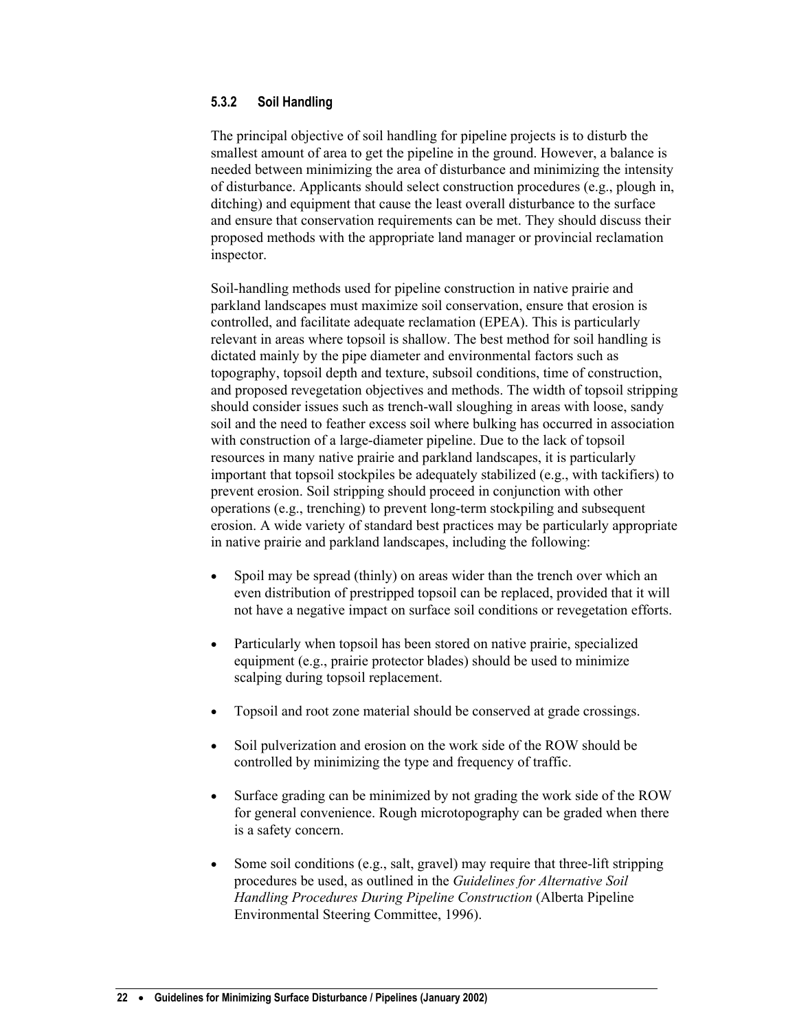### 5.3.2 Soil Handling

The principal objective of soil handling for pipeline projects is to disturb the smallest amount of area to get the pipeline in the ground. However, a balance is needed between minimizing the area of disturbance and minimizing the intensity of disturbance. Applicants should select construction procedures (e.g., plough in, ditching) and equipment that cause the least overall disturbance to the surface and ensure that conservation requirements can be met. They should discuss their proposed methods with the appropriate land manager or provincial reclamation inspector.

Soil-handling methods used for pipeline construction in native prairie and parkland landscapes must maximize soil conservation, ensure that erosion is controlled, and facilitate adequate reclamation (EPEA). This is particularly relevant in areas where topsoil is shallow. The best method for soil handling is dictated mainly by the pipe diameter and environmental factors such as topography, topsoil depth and texture, subsoil conditions, time of construction, and proposed revegetation objectives and methods. The width of topsoil stripping should consider issues such as trench-wall sloughing in areas with loose, sandy soil and the need to feather excess soil where bulking has occurred in association with construction of a large-diameter pipeline. Due to the lack of topsoil resources in many native prairie and parkland landscapes, it is particularly important that topsoil stockpiles be adequately stabilized (e.g., with tackifiers) to prevent erosion. Soil stripping should proceed in conjunction with other operations (e.g., trenching) to prevent long-term stockpiling and subsequent erosion. A wide variety of standard best practices may be particularly appropriate in native prairie and parkland landscapes, including the following:

- Spoil may be spread (thinly) on areas wider than the trench over which an even distribution of prestripped topsoil can be replaced, provided that it will not have a negative impact on surface soil conditions or revegetation efforts.
- Particularly when topsoil has been stored on native prairie, specialized equipment (e.g., prairie protector blades) should be used to minimize scalping during topsoil replacement.
- Topsoil and root zone material should be conserved at grade crossings.
- Soil pulverization and erosion on the work side of the ROW should be controlled by minimizing the type and frequency of traffic.
- Surface grading can be minimized by not grading the work side of the ROW for general convenience. Rough microtopography can be graded when there is a safety concern.
- Some soil conditions (e.g., salt, gravel) may require that three-lift stripping procedures be used, as outlined in the *Guidelines for Alternative Soil Handling Procedures During Pipeline Construction* (Alberta Pipeline Environmental Steering Committee, 1996).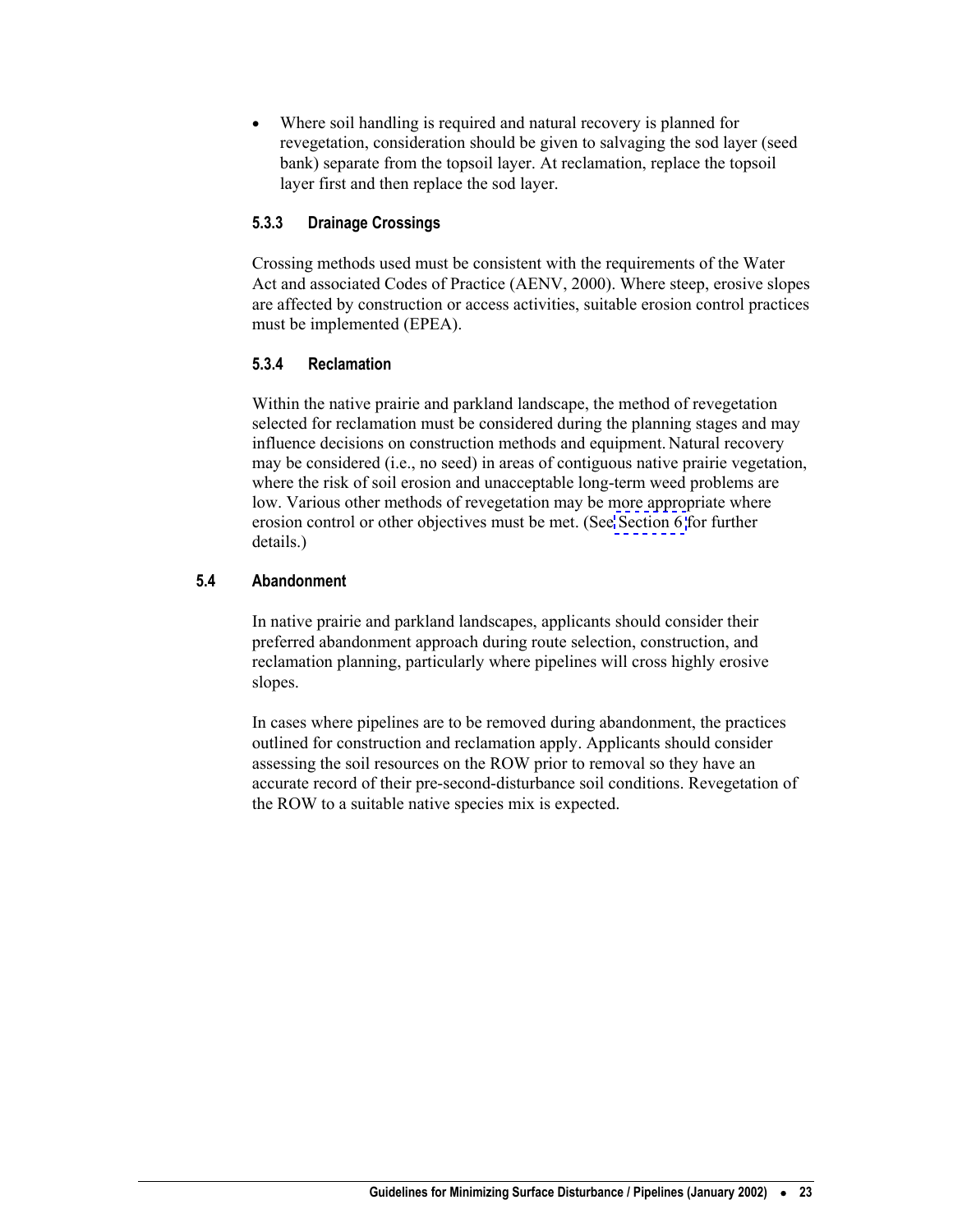- Where soil handling is required and natural recovery is planned for revegetation, consideration should be given to salvaging the sod layer (seed bank) separate from the topsoil layer. At reclamation, replace the topsoil layer first and then replace the sod layer.

### 5.3.3 Drainage Crossings

Crossing methods used must be consistent with the requirements of the Water Act and associated Codes of Practice (AENV, 2000). Where steep, erosive slopes are affected by construction or access activities, suitable erosion control practices must be implemented (EPEA).

### 5.3.4 Reclamation

Within the native prairie and parkland landscape, the method of revegetation selected for reclamation must be considered during the planning stages and may influence decisions on construction methods and equipment. Natural recovery may be considered (i.e., no seed) in areas of contiguous native prairie vegetation, where the risk of soil erosion and unacceptable long-term weed problems are low. Various other methods of revegetation may be more appropriate where erosion control or other objectives must be met. (See Section 6 for further details.)

## 5.4 Abandonment

In native prairie and parkland landscapes, applicants should consider their preferred abandonment approach during route selection, construction, and reclamation planning, particularly where pipelines will cross highly erosive slopes.

In cases where pipelines are to be removed during abandonment, the practices outlined for construction and reclamation apply. Applicants should consider assessing the soil resources on the ROW prior to removal so they have an accurate record of their pre-second-disturbance soil conditions. Revegetation of the ROW to a suitable native species mix is expected.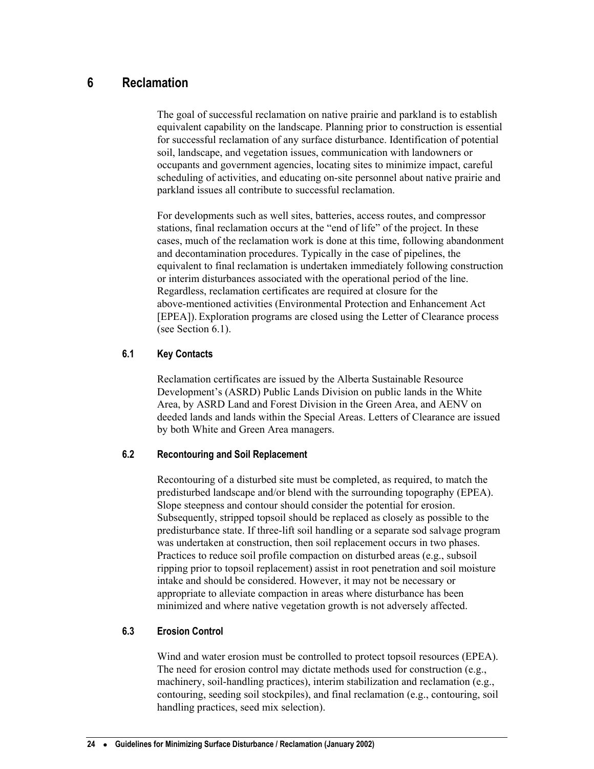# 6 Reclamation

The goal of successful reclamation on native prairie and parkland is to establish equivalent capability on the landscape. Planning prior to construction is essential for successful reclamation of any surface disturbance. Identification of potential soil, landscape, and vegetation issues, communication with landowners or occupants and government agencies, locating sites to minimize impact, careful scheduling of activities, and educating on-site personnel about native prairie and parkland issues all contribute to successful reclamation.

For developments such as well sites, batteries, access routes, and compressor stations, final reclamation occurs at the "end of life" of the project. In these cases, much of the reclamation work is done at this time, following abandonment and decontamination procedures. Typically in the case of pipelines, the equivalent to final reclamation is undertaken immediately following construction or interim disturbances associated with the operational period of the line. Regardless, reclamation certificates are required at closure for the above-mentioned activities (Environmental Protection and Enhancement Act [EPEA]). Exploration programs are closed using the Letter of Clearance process (see Section 6.1).

## 6.1 Key Contacts

Reclamation certificates are issued by the Alberta Sustainable Resource Development's (ASRD) Public Lands Division on public lands in the White Area, by ASRD Land and Forest Division in the Green Area, and AENV on deeded lands and lands within the Special Areas. Letters of Clearance are issued by both White and Green Area managers.

## 6.2 Recontouring and Soil Replacement

Recontouring of a disturbed site must be completed, as required, to match the predisturbed landscape and/or blend with the surrounding topography (EPEA). Slope steepness and contour should consider the potential for erosion. Subsequently, stripped topsoil should be replaced as closely as possible to the predisturbance state. If three-lift soil handling or a separate sod salvage program was undertaken at construction, then soil replacement occurs in two phases. Practices to reduce soil profile compaction on disturbed areas (e.g., subsoil ripping prior to topsoil replacement) assist in root penetration and soil moisture intake and should be considered. However, it may not be necessary or appropriate to alleviate compaction in areas where disturbance has been minimized and where native vegetation growth is not adversely affected.

## 6.3 Erosion Control

Wind and water erosion must be controlled to protect topsoil resources (EPEA). The need for erosion control may dictate methods used for construction (e.g., machinery, soil-handling practices), interim stabilization and reclamation (e.g., contouring, seeding soil stockpiles), and final reclamation (e.g., contouring, soil handling practices, seed mix selection).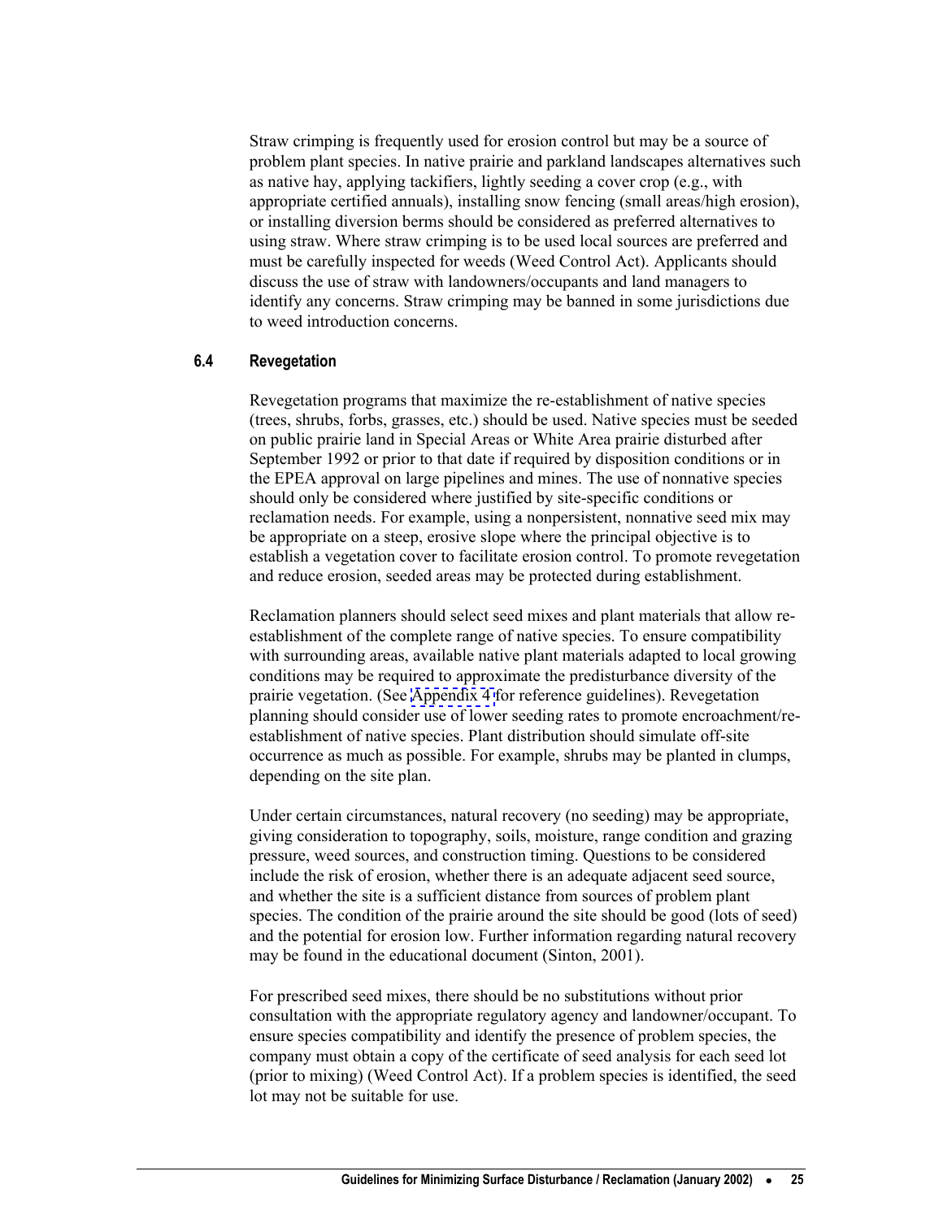Straw crimping is frequently used for erosion control but may be a source of problem plant species. In native prairie and parkland landscapes alternatives such as native hay, applying tackifiers, lightly seeding a cover crop (e.g., with appropriate certified annuals), installing snow fencing (small areas/high erosion), or installing diversion berms should be considered as preferred alternatives to using straw. Where straw crimping is to be used local sources are preferred and must be carefully inspected for weeds (Weed Control Act). Applicants should discuss the use of straw with landowners/occupants and land managers to identify any concerns. Straw crimping may be banned in some jurisdictions due to weed introduction concerns.

### 6.4 Revegetation

Revegetation programs that maximize the re-establishment of native species (trees, shrubs, forbs, grasses, etc.) should be used. Native species must be seeded on public prairie land in Special Areas or White Area prairie disturbed after September 1992 or prior to that date if required by disposition conditions or in the EPEA approval on large pipelines and mines. The use of nonnative species should only be considered where justified by site-specific conditions or reclamation needs. For example, using a nonpersistent, nonnative seed mix may be appropriate on a steep, erosive slope where the principal objective is to establish a vegetation cover to facilitate erosion control. To promote revegetation and reduce erosion, seeded areas may be protected during establishment.

Reclamation planners should select seed mixes and plant materials that allow re-establishment of the complete range of native species. To ensure compatibility with surrounding areas, available native plant materials adapted to local growing conditions may be required to approximate the predisturbance diversity of the prairie vegetation. (See Appendix 4 for reference guidelines). Revegetation planning should consider use of lower seeding rates to promote encroachment/re-establishment of native species. Plant distribution should simulate off-site occurrence as much as possible. For example, shrubs may be planted in clumps, depending on the site plan.

Under certain circumstances, natural recovery (no seeding) may be appropriate, giving consideration to topography, soils, moisture, range condition and grazing pressure, weed sources, and construction timing. Questions to be considered include the risk of erosion, whether there is an adequate adjacent seed source, and whether the site is a sufficient distance from sources of problem plant species. The condition of the prairie around the site should be good (lots of seed) and the potential for erosion low. Further information regarding natural recovery may be found in the educational document (Sinton, 2001).

For prescribed seed mixes, there should be no substitutions without prior consultation with the appropriate regulatory agency and landowner/occupant. To ensure species compatibility and identify the presence of problem species, the company must obtain a copy of the certificate of seed analysis for each seed lot (prior to mixing) (Weed Control Act). If a problem species is identified, the seed lot may not be suitable for use.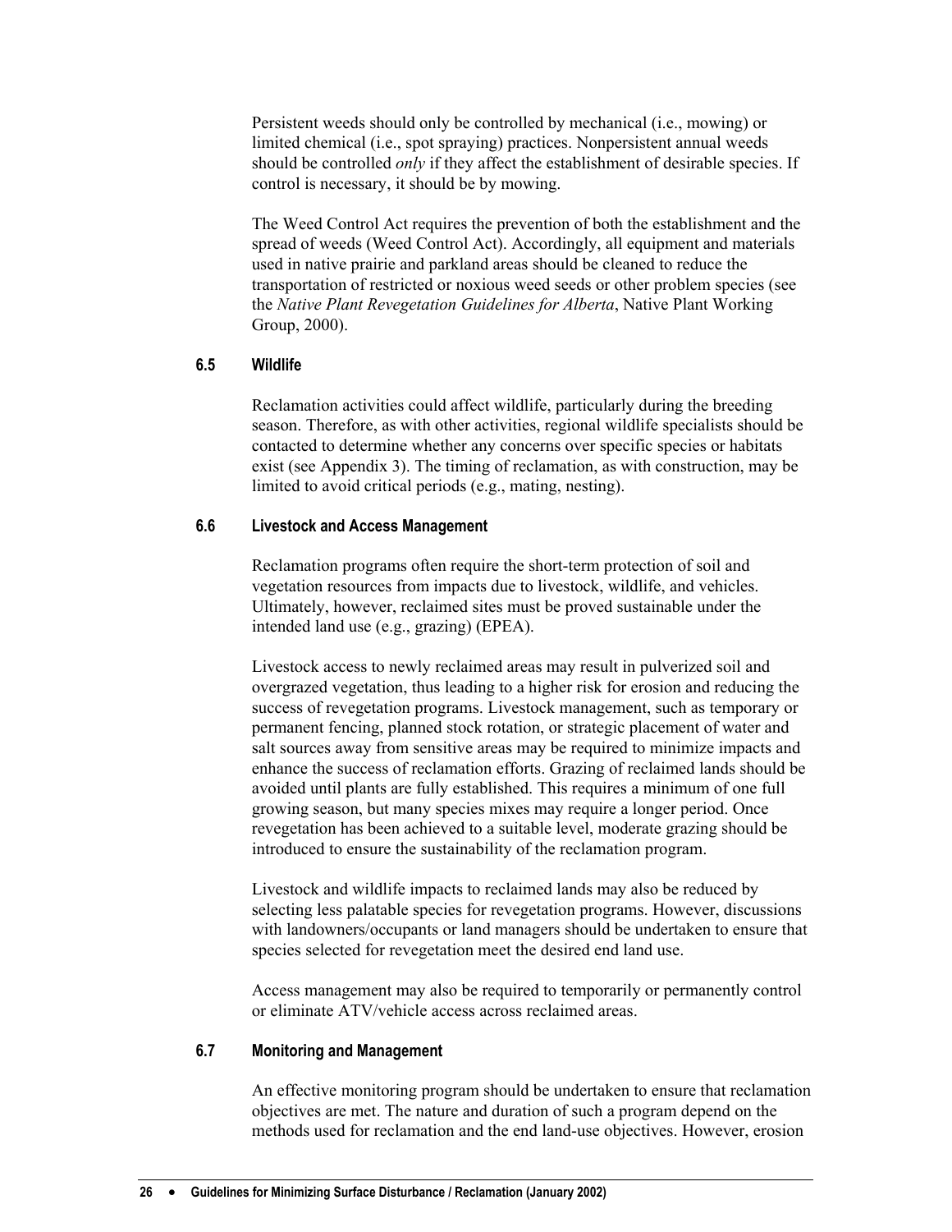Persistent weeds should only be controlled by mechanical (i.e., mowing) or limited chemical (i.e., spot spraying) practices. Nonpersistent annual weeds should be controlled *only* if they affect the establishment of desirable species. If control is necessary, it should be by mowing.

The Weed Control Act requires the prevention of both the establishment and the spread of weeds (Weed Control Act). Accordingly, all equipment and materials used in native prairie and parkland areas should be cleaned to reduce the transportation of restricted or noxious weed seeds or other problem species (see the *Native Plant Revegetation Guidelines for Alberta*, Native Plant Working Group, 2000).

### 6.5 Wildlife

Reclamation activities could affect wildlife, particularly during the breeding season. Therefore, as with other activities, regional wildlife specialists should be contacted to determine whether any concerns over specific species or habitats exist (see Appendix 3). The timing of reclamation, as with construction, may be limited to avoid critical periods (e.g., mating, nesting).

### 6.6 Livestock and Access Management

Reclamation programs often require the short-term protection of soil and vegetation resources from impacts due to livestock, wildlife, and vehicles. Ultimately, however, reclaimed sites must be proved sustainable under the intended land use (e.g., grazing) (EPEA).

Livestock access to newly reclaimed areas may result in pulverized soil and overgrazed vegetation, thus leading to a higher risk for erosion and reducing the success of revegetation programs. Livestock management, such as temporary or permanent fencing, planned stock rotation, or strategic placement of water and salt sources away from sensitive areas may be required to minimize impacts and enhance the success of reclamation efforts. Grazing of reclaimed lands should be avoided until plants are fully established. This requires a minimum of one full growing season, but many species mixes may require a longer period. Once revegetation has been achieved to a suitable level, moderate grazing should be introduced to ensure the sustainability of the reclamation program.

Livestock and wildlife impacts to reclaimed lands may also be reduced by selecting less palatable species for revegetation programs. However, discussions with landowners/occupants or land managers should be undertaken to ensure that species selected for revegetation meet the desired end land use.

Access management may also be required to temporarily or permanently control or eliminate ATV/vehicle access across reclaimed areas.

### 6.7 Monitoring and Management

An effective monitoring program should be undertaken to ensure that reclamation objectives are met. The nature and duration of such a program depend on the methods used for reclamation and the end land-use objectives. However, erosion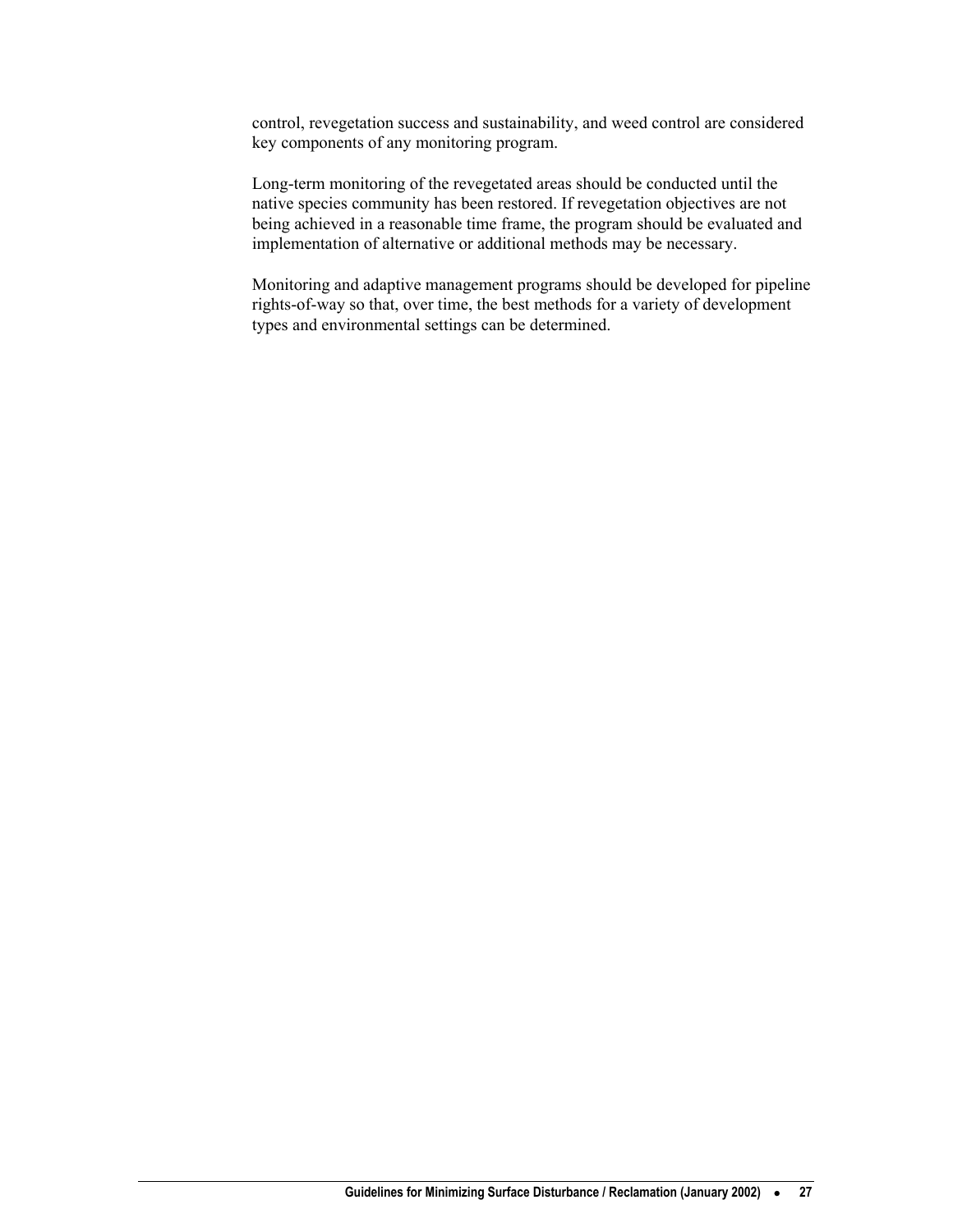control, revegetation success and sustainability, and weed control are considered key components of any monitoring program.

Long-term monitoring of the revegetated areas should be conducted until the native species community has been restored. If revegetation objectives are not being achieved in a reasonable time frame, the program should be evaluated and implementation of alternative or additional methods may be necessary.

Monitoring and adaptive management programs should be developed for pipeline rights-of-way so that, over time, the best methods for a variety of development types and environmental settings can be determined.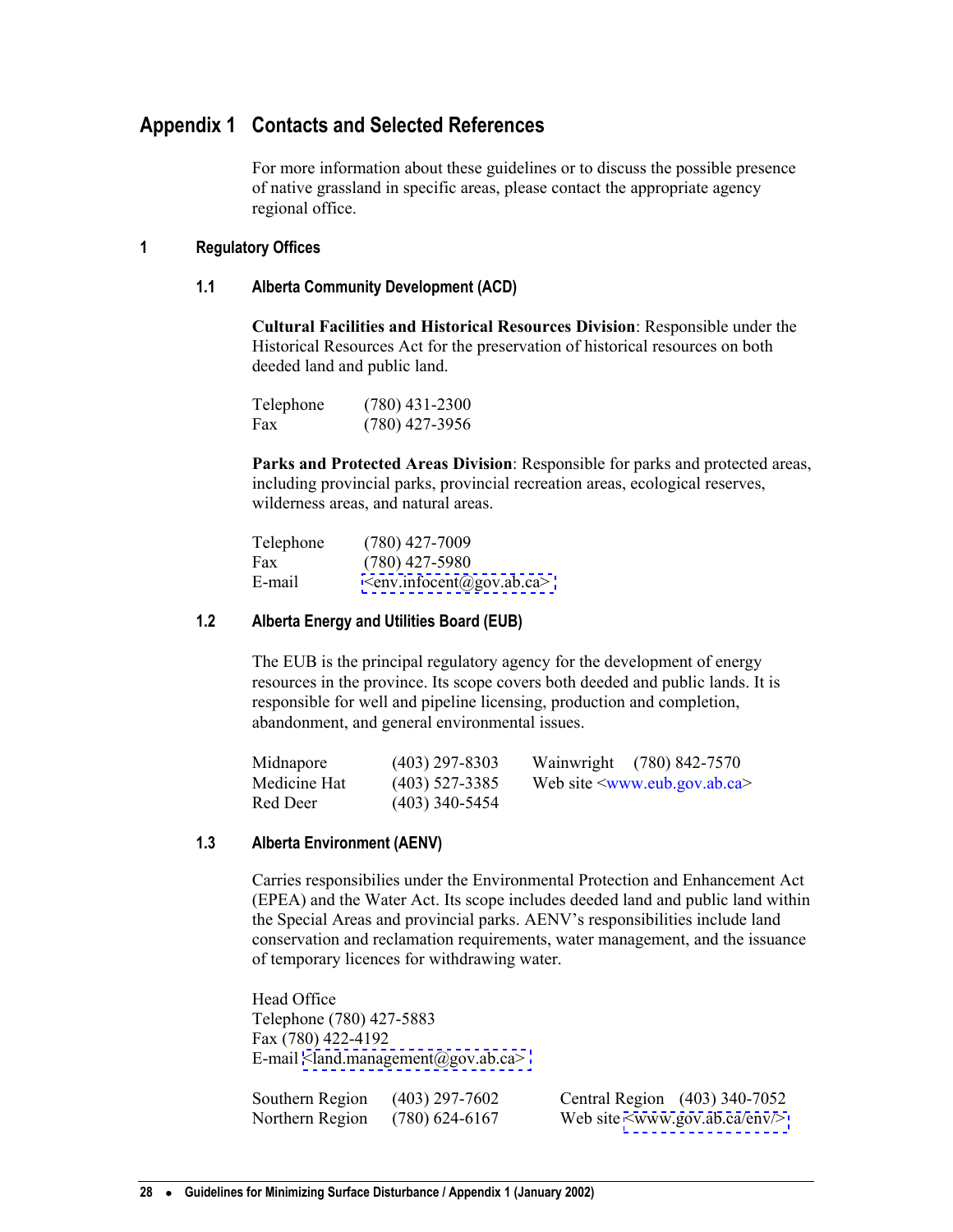# Appendix 1 Contacts and Selected References

For more information about these guidelines or to discuss the possible presence of native grassland in specific areas, please contact the appropriate agency regional office.

## 1 Regulatory Offices

### 1.1 Alberta Community Development (ACD)

**Cultural Facilities and Historical Resources Division**: Responsible under the Historical Resources Act for the preservation of historical resources on both deeded land and public land.

| | |
|---|---|
| Telephone | (780) 431-2300 |
| Fax | (780) 427-3956 |

**Parks and Protected Areas Division**: Responsible for parks and protected areas, including provincial parks, provincial recreation areas, ecological reserves, wilderness areas, and natural areas.

| | |
|---|---|
| Telephone | (780) 427-7009 |
| Fax | (780) 427-5980 |
| E-mail | <env.infocent@gov.ab.ca> |

### 1.2 Alberta Energy and Utilities Board (EUB)

The EUB is the principal regulatory agency for the development of energy resources in the province. Its scope covers both deeded and public lands. It is responsible for well and pipeline licensing, production and completion, abandonment, and general environmental issues.

| | | | |
|---|---|---|---|
| Midnapore | (403) 297-8303 | Wainwright | (780) 842-7570 |
| Medicine Hat | (403) 527-3385 | Web site | <www.eub.gov.ab.ca> |
| Red Deer | (403) 340-5454 | | |

### 1.3 Alberta Environment (AENV)

Carries responsibilities under the Environmental Protection and Enhancement Act (EPEA) and the Water Act. Its scope includes deeded land and public land within the Special Areas and provincial parks. AENV's responsibilities include land conservation and reclamation requirements, water management, and the issuance of temporary licences for withdrawing water.

Head Office
Telephone (780) 427-5883
Fax (780) 422-4192
E-mail <land.management@gov.ab.ca>

| | | | |
|---|---|---|---|
| Southern Region | (403) 297-7602 | Central Region | (403) 340-7052 |
| Northern Region | (780) 624-6167 | Web site | <www.gov.ab.ca/env/> |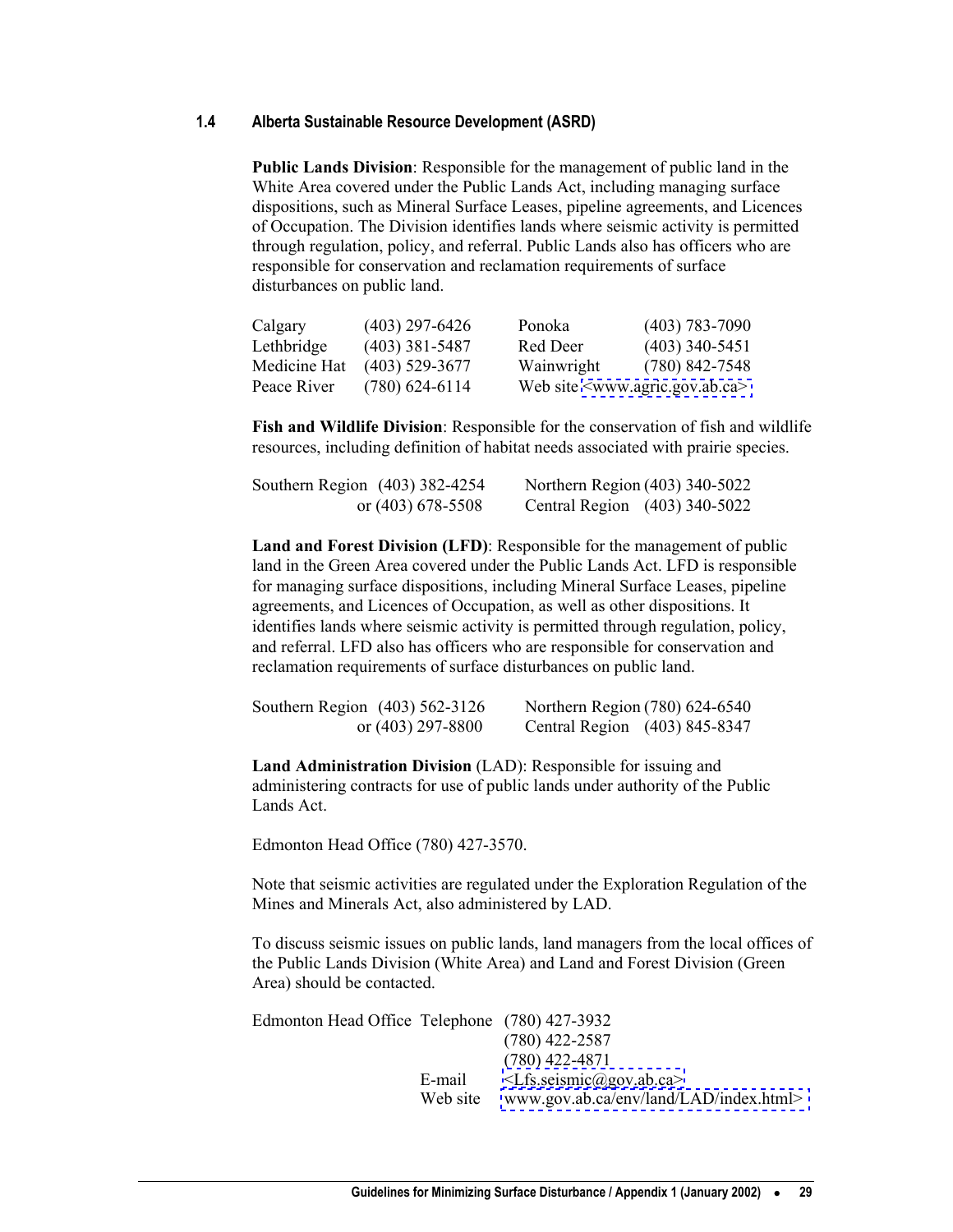### 1.4 Alberta Sustainable Resource Development (ASRD)

**Public Lands Division**: Responsible for the management of public land in the White Area covered under the Public Lands Act, including managing surface dispositions, such as Mineral Surface Leases, pipeline agreements, and Licences of Occupation. The Division identifies lands where seismic activity is permitted through regulation, policy, and referral. Public Lands also has officers who are responsible for conservation and reclamation requirements of surface disturbances on public land.

| | | | |
|---|---|---|---|
| Calgary | (403) 297-6426 | Ponoka | (403) 783-7090 |
| Lethbridge | (403) 381-5487 | Red Deer | (403) 340-5451 |
| Medicine Hat | (403) 529-3677 | Wainwright | (780) 842-7548 |
| Peace River | (780) 624-6114 | Web site | <www.agric.gov.ab.ca> |

**Fish and Wildlife Division**: Responsible for the conservation of fish and wildlife resources, including definition of habitat needs associated with prairie species.

| | | | |
|---|---|---|---|
| Southern Region | (403) 382-4254 | Northern Region | (403) 340-5022 |
| | or (403) 678-5508 | Central Region | (403) 340-5022 |

**Land and Forest Division (LFD)**: Responsible for the management of public land in the Green Area covered under the Public Lands Act. LFD is responsible for managing surface dispositions, including Mineral Surface Leases, pipeline agreements, and Licences of Occupation, as well as other dispositions. It identifies lands where seismic activity is permitted through regulation, policy, and referral. LFD also has officers who are responsible for conservation and reclamation requirements of surface disturbances on public land.

| | | | |
|---|---|---|---|
| Southern Region | (403) 562-3126 | Northern Region | (780) 624-6540 |
| | or (403) 297-8800 | Central Region | (403) 845-8347 |

**Land Administration Division** (LAD): Responsible for issuing and administering contracts for use of public lands under authority of the Public Lands Act.

Edmonton Head Office (780) 427-3570.

Note that seismic activities are regulated under the Exploration Regulation of the Mines and Minerals Act, also administered by LAD.

To discuss seismic issues on public lands, land managers from the local offices of the Public Lands Division (White Area) and Land and Forest Division (Green Area) should be contacted.

| | | |
|---|---|---|
| Edmonton Head Office | Telephone | (780) 427-3932 |
| | | (780) 422-2587 |
| | | (780) 422-4871 |
| | E-mail | <Lfs.seismic@gov.ab.ca> |
| | Web site | www.gov.ab.ca/env/land/LAD/index.html> |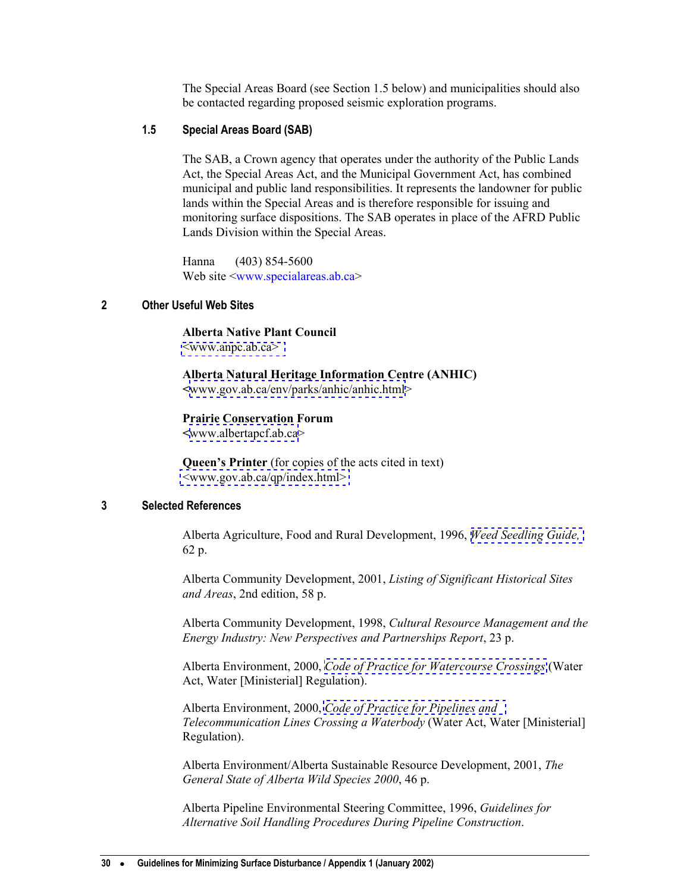The Special Areas Board (see Section 1.5 below) and municipalities should also be contacted regarding proposed seismic exploration programs.

### 1.5 Special Areas Board (SAB)

The SAB, a Crown agency that operates under the authority of the Public Lands Act, the Special Areas Act, and the Municipal Government Act, has combined municipal and public land responsibilities. It represents the landowner for public lands within the Special Areas and is therefore responsible for issuing and monitoring surface dispositions. The SAB operates in place of the AFRD Public Lands Division within the Special Areas.

Hanna (403) 854-5600
Web site <www.specialareas.ab.ca>

## 2 Other Useful Web Sites

**Alberta Native Plant Council**
<www.anpc.ab.ca>

**Alberta Natural Heritage Information Centre (ANHIC)**
<www.gov.ab.ca/env/parks/anhic/anhic.html>

**Prairie Conservation Forum**
<www.albertapcf.ab.ca>

**Queen's Printer** (for copies of the acts cited in text)
<www.gov.ab.ca/qp/index.html>

## 3 Selected References

Alberta Agriculture, Food and Rural Development, 1996, *Weed Seedling Guide,* 62 p.

Alberta Community Development, 2001, *Listing of Significant Historical Sites and Areas*, 2nd edition, 58 p.

Alberta Community Development, 1998, *Cultural Resource Management and the Energy Industry: New Perspectives and Partnerships Report*, 23 p.

Alberta Environment, 2000, *Code of Practice for Watercourse Crossings* (Water Act, Water [Ministerial] Regulation).

Alberta Environment, 2000, *Code of Practice for Pipelines and Telecommunication Lines Crossing a Waterbody* (Water Act, Water [Ministerial] Regulation).

Alberta Environment/Alberta Sustainable Resource Development, 2001, *The General State of Alberta Wild Species 2000*, 46 p.

Alberta Pipeline Environmental Steering Committee, 1996, *Guidelines for Alternative Soil Handling Procedures During Pipeline Construction*.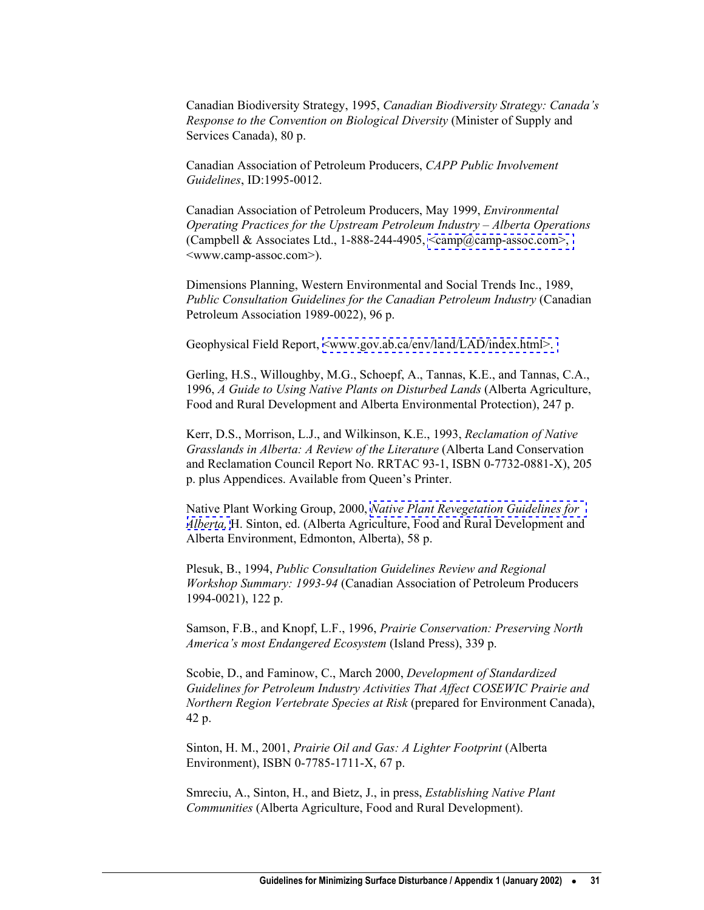Canadian Biodiversity Strategy, 1995, *Canadian Biodiversity Strategy: Canada's Response to the Convention on Biological Diversity* (Minister of Supply and Services Canada), 80 p.

Canadian Association of Petroleum Producers, *CAPP Public Involvement Guidelines*, ID:1995-0012.

Canadian Association of Petroleum Producers, May 1999, *Environmental Operating Practices for the Upstream Petroleum Industry – Alberta Operations* (Campbell & Associates Ltd., 1-888-244-4905, <camp@camp-assoc.com>, <www.camp-assoc.com>).

Dimensions Planning, Western Environmental and Social Trends Inc., 1989, *Public Consultation Guidelines for the Canadian Petroleum Industry* (Canadian Petroleum Association 1989-0022), 96 p.

Geophysical Field Report, <www.gov.ab.ca/env/land/LAD/index.html>.

Gerling, H.S., Willoughby, M.G., Schoepf, A., Tannas, K.E., and Tannas, C.A., 1996, *A Guide to Using Native Plants on Disturbed Lands* (Alberta Agriculture, Food and Rural Development and Alberta Environmental Protection), 247 p.

Kerr, D.S., Morrison, L.J., and Wilkinson, K.E., 1993, *Reclamation of Native Grasslands in Alberta: A Review of the Literature* (Alberta Land Conservation and Reclamation Council Report No. RRTAC 93-1, ISBN 0-7732-0881-X), 205 p. plus Appendices. Available from Queen's Printer.

Native Plant Working Group, 2000, *Native Plant Revegetation Guidelines for Alberta,* H. Sinton, ed. (Alberta Agriculture, Food and Rural Development and Alberta Environment, Edmonton, Alberta), 58 p.

Plesuk, B., 1994, *Public Consultation Guidelines Review and Regional Workshop Summary: 1993-94* (Canadian Association of Petroleum Producers 1994-0021), 122 p.

Samson, F.B., and Knopf, L.F., 1996, *Prairie Conservation: Preserving North America's most Endangered Ecosystem* (Island Press), 339 p.

Scobie, D., and Faminow, C., March 2000, *Development of Standardized Guidelines for Petroleum Industry Activities That Affect COSEWIC Prairie and Northern Region Vertebrate Species at Risk* (prepared for Environment Canada), 42 p.

Sinton, H. M., 2001, *Prairie Oil and Gas: A Lighter Footprint* (Alberta Environment), ISBN 0-7785-1711-X, 67 p.

Smreciu, A., Sinton, H., and Bietz, J., in press, *Establishing Native Plant Communities* (Alberta Agriculture, Food and Rural Development).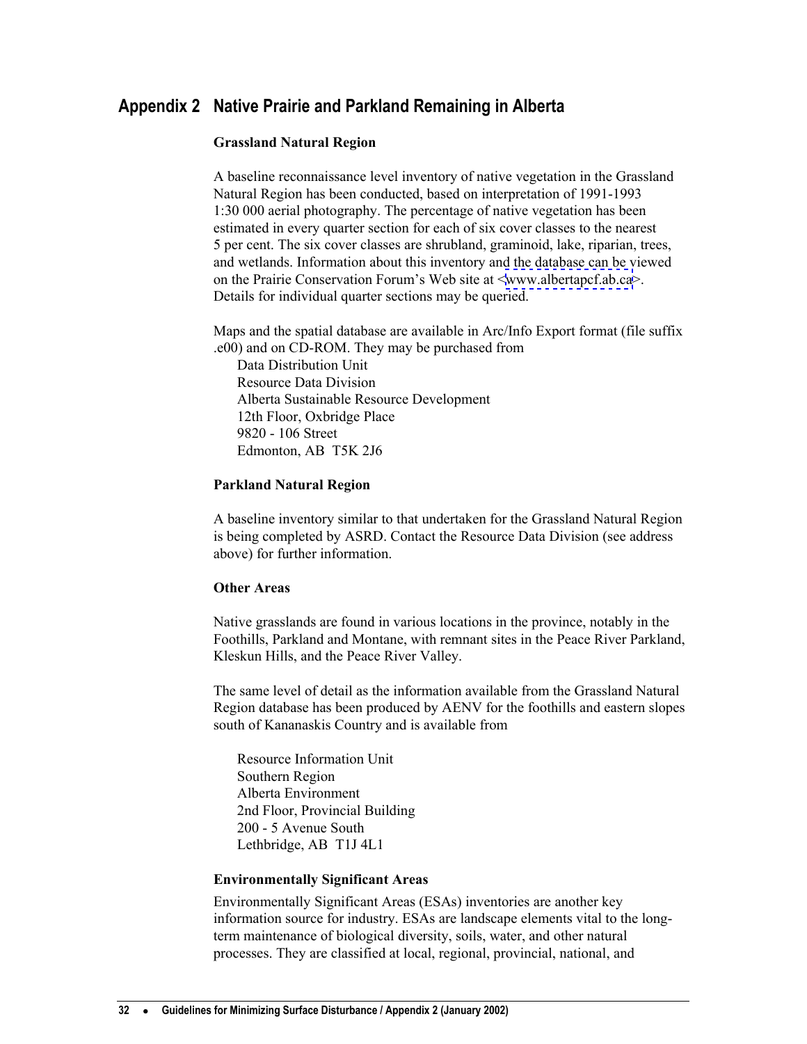## Appendix 2 Native Prairie and Parkland Remaining in Alberta

**Grassland Natural Region**

A baseline reconnaissance level inventory of native vegetation in the Grassland Natural Region has been conducted, based on interpretation of 1991-1993 1:30 000 aerial photography. The percentage of native vegetation has been estimated in every quarter section for each of six cover classes to the nearest 5 per cent. The six cover classes are shrubland, graminoid, lake, riparian, trees, and wetlands. Information about this inventory and the database can be viewed on the Prairie Conservation Forum's Web site at <www.albertapcf.ab.ca>. Details for individual quarter sections may be queried.

Maps and the spatial database are available in Arc/Info Export format (file suffix .e00) and on CD-ROM. They may be purchased from

Data Distribution Unit
Resource Data Division
Alberta Sustainable Resource Development
12th Floor, Oxbridge Place
9820 - 106 Street
Edmonton, AB T5K 2J6

**Parkland Natural Region**

A baseline inventory similar to that undertaken for the Grassland Natural Region is being completed by ASRD. Contact the Resource Data Division (see address above) for further information.

**Other Areas**

Native grasslands are found in various locations in the province, notably in the Foothills, Parkland and Montane, with remnant sites in the Peace River Parkland, Kleskun Hills, and the Peace River Valley.

The same level of detail as the information available from the Grassland Natural Region database has been produced by AENV for the foothills and eastern slopes south of Kananaskis Country and is available from

Resource Information Unit
Southern Region
Alberta Environment
2nd Floor, Provincial Building
200 - 5 Avenue South
Lethbridge, AB T1J 4L1

**Environmentally Significant Areas**

Environmentally Significant Areas (ESAs) inventories are another key information source for industry. ESAs are landscape elements vital to the long-term maintenance of biological diversity, soils, water, and other natural processes. They are classified at local, regional, provincial, national, and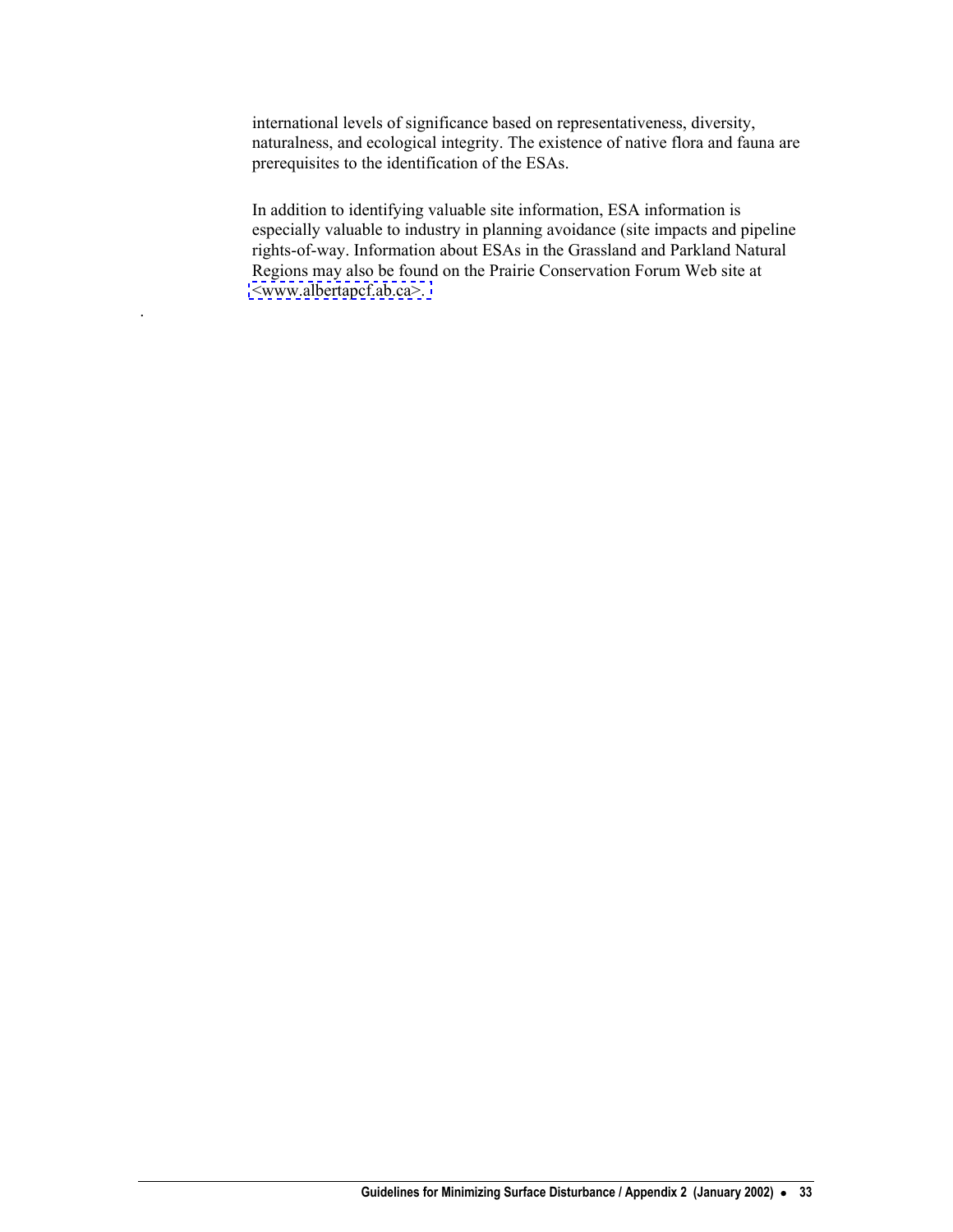international levels of significance based on representativeness, diversity, naturalness, and ecological integrity. The existence of native flora and fauna are prerequisites to the identification of the ESAs.

In addition to identifying valuable site information, ESA information is especially valuable to industry in planning avoidance (site impacts and pipeline rights-of-way. Information about ESAs in the Grassland and Parkland Natural Regions may also be found on the Prairie Conservation Forum Web site at <www.albertapcf.ab.ca>.

.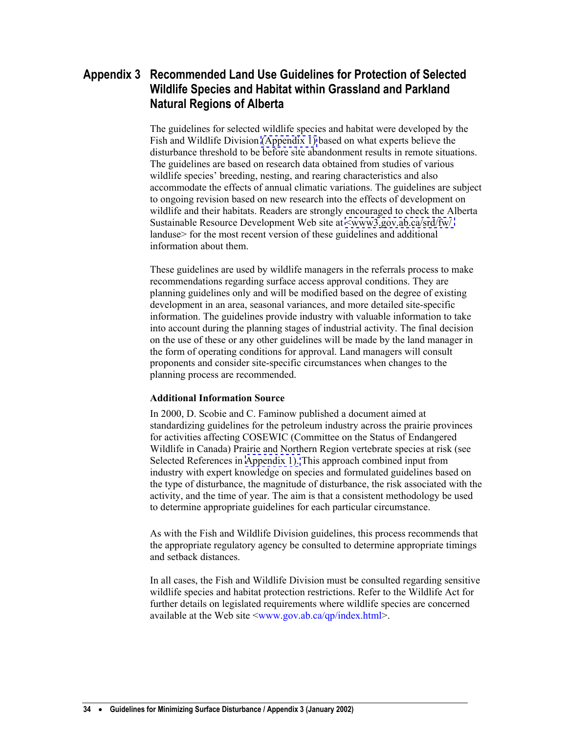# Appendix 3 Recommended Land Use Guidelines for Protection of Selected Wildlife Species and Habitat within Grassland and Parkland Natural Regions of Alberta

The guidelines for selected wildlife species and habitat were developed by the Fish and Wildlife Division (Appendix 1) based on what experts believe the disturbance threshold to be before site abandonment results in remote situations. The guidelines are based on research data obtained from studies of various wildlife species' breeding, nesting, and rearing characteristics and also accommodate the effects of annual climatic variations. The guidelines are subject to ongoing revision based on new research into the effects of development on wildlife and their habitats. Readers are strongly encouraged to check the Alberta Sustainable Resource Development Web site at <www3.gov.ab.ca/srd/fw/landuse> for the most recent version of these guidelines and additional information about them.

These guidelines are used by wildlife managers in the referrals process to make recommendations regarding surface access approval conditions. They are planning guidelines only and will be modified based on the degree of existing development in an area, seasonal variances, and more detailed site-specific information. The guidelines provide industry with valuable information to take into account during the planning stages of industrial activity. The final decision on the use of these or any other guidelines will be made by the land manager in the form of operating conditions for approval. Land managers will consult proponents and consider site-specific circumstances when changes to the planning process are recommended.

**Additional Information Source**

In 2000, D. Scobie and C. Faminow published a document aimed at standardizing guidelines for the petroleum industry across the prairie provinces for activities affecting COSEWIC (Committee on the Status of Endangered Wildlife in Canada) Prairie and Northern Region vertebrate species at risk (see Selected References in Appendix 1). This approach combined input from industry with expert knowledge on species and formulated guidelines based on the type of disturbance, the magnitude of disturbance, the risk associated with the activity, and the time of year. The aim is that a consistent methodology be used to determine appropriate guidelines for each particular circumstance.

As with the Fish and Wildlife Division guidelines, this process recommends that the appropriate regulatory agency be consulted to determine appropriate timings and setback distances.

In all cases, the Fish and Wildlife Division must be consulted regarding sensitive wildlife species and habitat protection restrictions. Refer to the Wildlife Act for further details on legislated requirements where wildlife species are concerned available at the Web site <www.gov.ab.ca/qp/index.html>.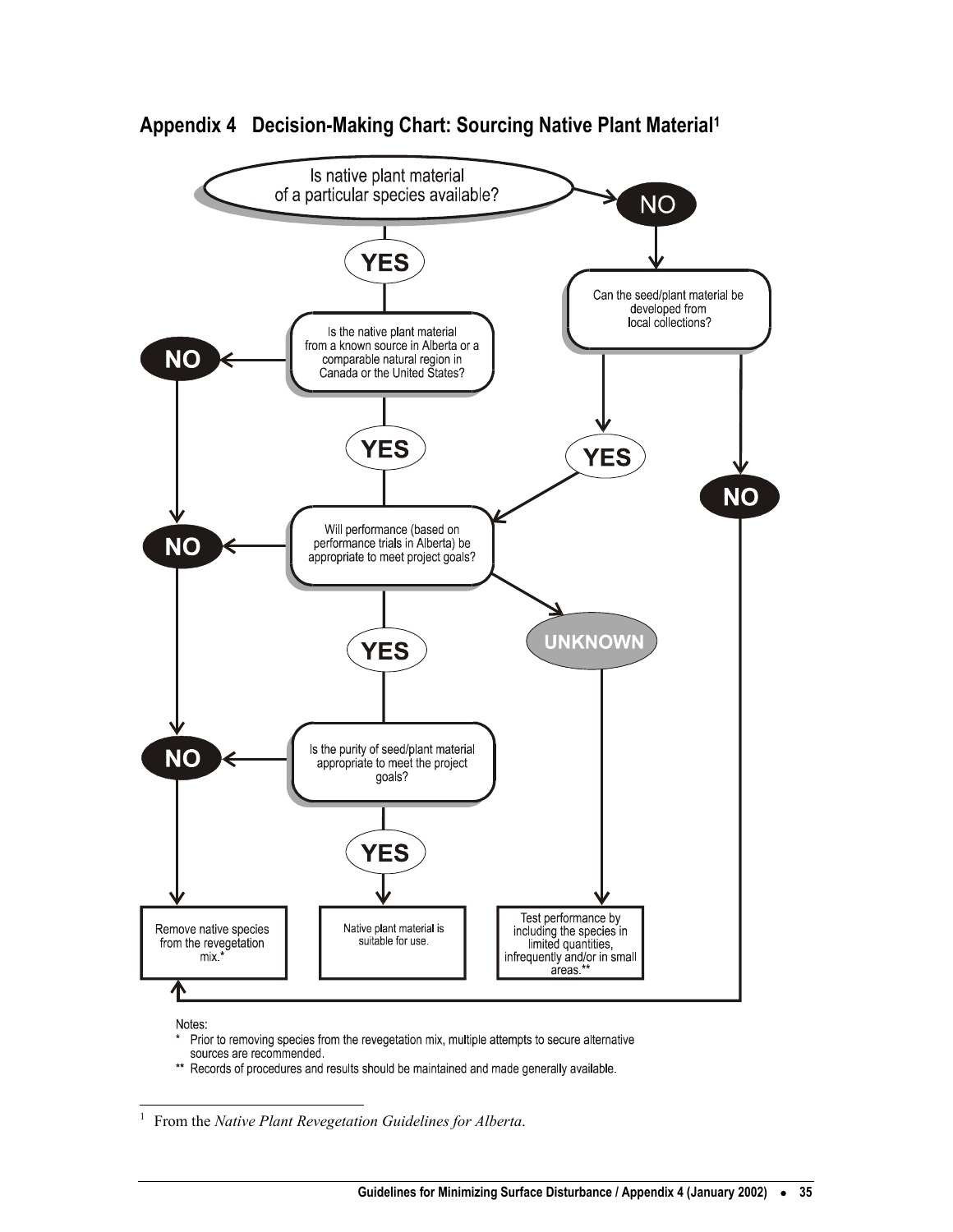## Appendix 4 Decision-Making Chart: Sourcing Native Plant Material[1]

Is native plant material of a particular species available?

- **YES** → Is the native plant material from a known source in Alberta or a comparable natural region in Canada or the United States?
  - **NO** → Remove native species from the revegetation mix.*
  - **YES** → Will performance (based on performance trials in Alberta) be appropriate to meet project goals?
- **NO** → Can the seed/plant material be developed from local collections?
  - **YES** → Will performance (based on performance trials in Alberta) be appropriate to meet project goals?
  - **NO** → Remove native species from the revegetation mix.*

Will performance (based on performance trials in Alberta) be appropriate to meet project goals?

- **NO** → Remove native species from the revegetation mix.*
- **UNKNOWN** → Test performance by including the species in limited quantities, infrequently and/or in small areas.**
- **YES** → Is the purity of seed/plant material appropriate to meet the project goals?
  - **NO** → Remove native species from the revegetation mix.*
  - **YES** → Native plant material is suitable for use.

Notes:

\* Prior to removing species from the revegetation mix, multiple attempts to secure alternative sources are recommended.

\*\* Records of procedures and results should be maintained and made generally available.

---

[1] From the *Native Plant Revegetation Guidelines for Alberta*.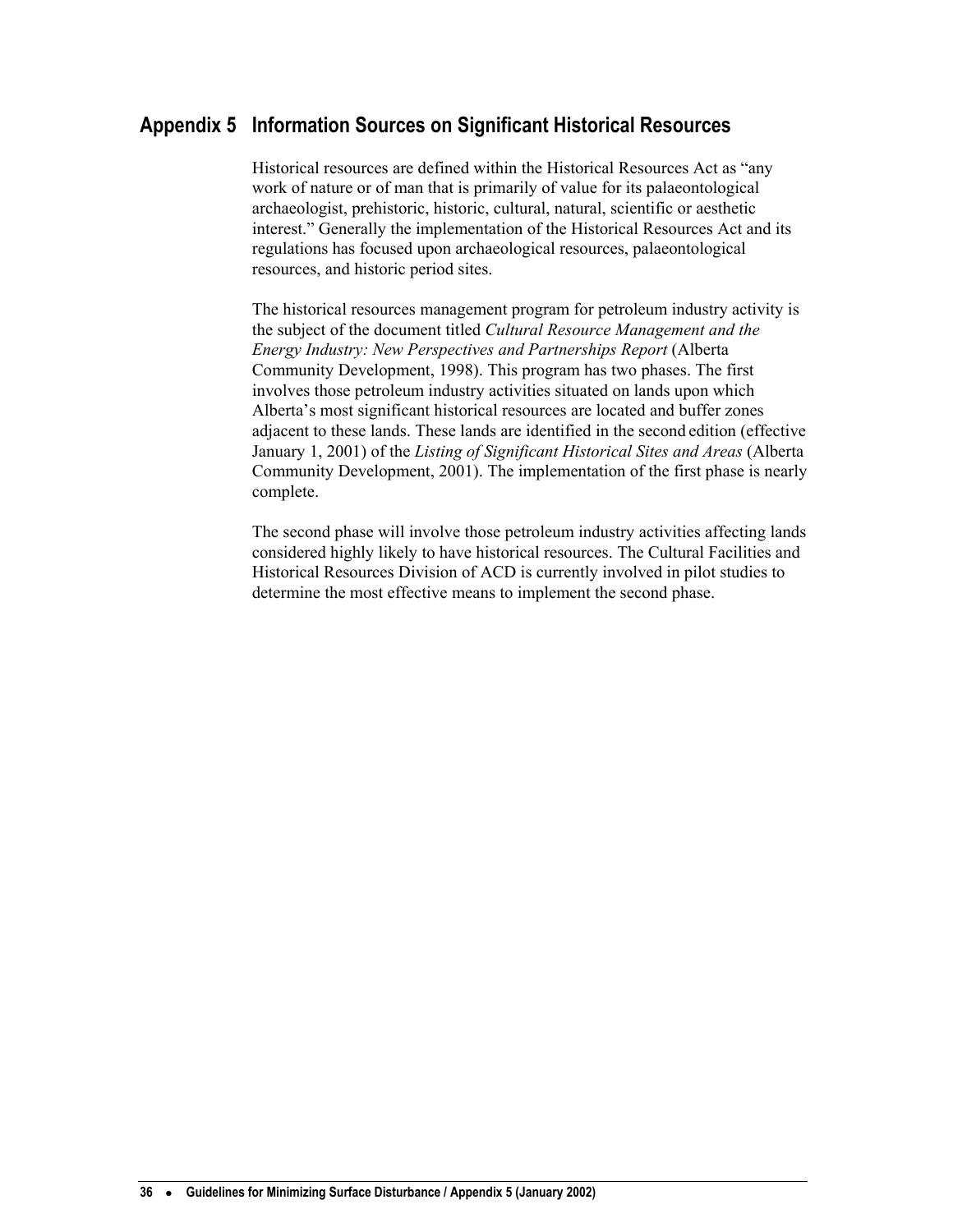## Appendix 5 Information Sources on Significant Historical Resources

Historical resources are defined within the Historical Resources Act as "any work of nature or of man that is primarily of value for its palaeontological archaeologist, prehistoric, historic, cultural, natural, scientific or aesthetic interest." Generally the implementation of the Historical Resources Act and its regulations has focused upon archaeological resources, palaeontological resources, and historic period sites.

The historical resources management program for petroleum industry activity is the subject of the document titled *Cultural Resource Management and the Energy Industry: New Perspectives and Partnerships Report* (Alberta Community Development, 1998). This program has two phases. The first involves those petroleum industry activities situated on lands upon which Alberta's most significant historical resources are located and buffer zones adjacent to these lands. These lands are identified in the second edition (effective January 1, 2001) of the *Listing of Significant Historical Sites and Areas* (Alberta Community Development, 2001). The implementation of the first phase is nearly complete.

The second phase will involve those petroleum industry activities affecting lands considered highly likely to have historical resources. The Cultural Facilities and Historical Resources Division of ACD is currently involved in pilot studies to determine the most effective means to implement the second phase.